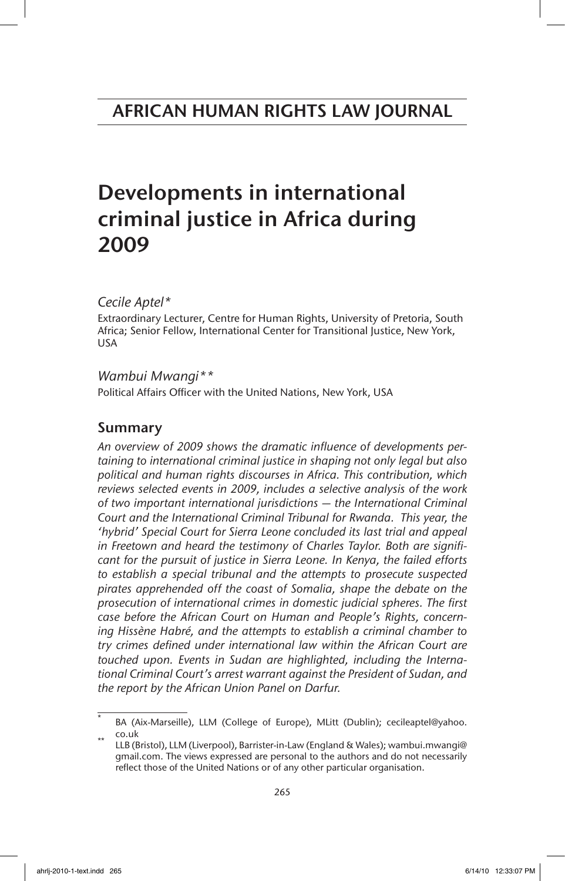# AFRICAN HUMAN RIGHTS LAW JOURNAL

# Developments in international criminal justice in Africa during 2009

*Cecile Aptel**

Extraordinary Lecturer, Centre for Human Rights, University of Pretoria, South Africa; Senior Fellow, International Center for Transitional Justice, New York, USA

*Wambui Mwangi***

Political Affairs Officer with the United Nations, New York, USA

## Summary

*An overview of 2009 shows the dramatic influence of developments pertaining to international criminal justice in shaping not only legal but also political and human rights discourses in Africa. This contribution, which reviews selected events in 2009, includes a selective analysis of the work of two important international jurisdictions — the International Criminal Court and the International Criminal Tribunal for Rwanda. This year, the 'hybrid' Special Court for Sierra Leone concluded its last trial and appeal in Freetown and heard the testimony of Charles Taylor. Both are significant for the pursuit of justice in Sierra Leone. In Kenya, the failed efforts to establish a special tribunal and the attempts to prosecute suspected pirates apprehended off the coast of Somalia, shape the debate on the prosecution of international crimes in domestic judicial spheres. The first case before the African Court on Human and People's Rights, concerning Hissène Habré, and the attempts to establish a criminal chamber to try crimes defined under international law within the African Court are touched upon. Events in Sudan are highlighted, including the International Criminal Court's arrest warrant against the President of Sudan, and the report by the African Union Panel on Darfur.*

---

\* BA (Aix-Marseille), LLM (College of Europe), MLitt (Dublin); cecileaptel@yahoo.co.uk

\** LLB (Bristol), LLM (Liverpool), Barrister-in-Law (England & Wales); wambui.mwangi@gmail.com. The views expressed are personal to the authors and do not necessarily reflect those of the United Nations or of any other particular organisation.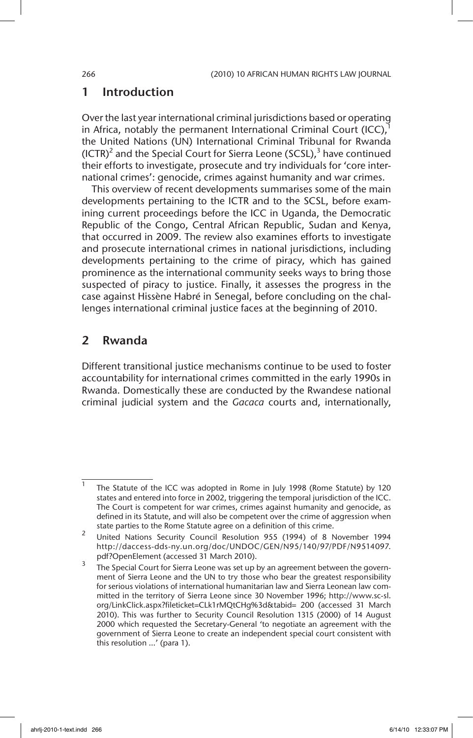## 1 Introduction

Over the last year international criminal jurisdictions based or operating in Africa, notably the permanent International Criminal Court (ICC),[1] the United Nations (UN) International Criminal Tribunal for Rwanda (ICTR)[2] and the Special Court for Sierra Leone (SCSL),[3] have continued their efforts to investigate, prosecute and try individuals for 'core international crimes': genocide, crimes against humanity and war crimes.

This overview of recent developments summarises some of the main developments pertaining to the ICTR and to the SCSL, before examining current proceedings before the ICC in Uganda, the Democratic Republic of the Congo, Central African Republic, Sudan and Kenya, that occurred in 2009. The review also examines efforts to investigate and prosecute international crimes in national jurisdictions, including developments pertaining to the crime of piracy, which has gained prominence as the international community seeks ways to bring those suspected of piracy to justice. Finally, it assesses the progress in the case against Hissène Habré in Senegal, before concluding on the challenges international criminal justice faces at the beginning of 2010.

## 2 Rwanda

Different transitional justice mechanisms continue to be used to foster accountability for international crimes committed in the early 1990s in Rwanda. Domestically these are conducted by the Rwandese national criminal judicial system and the *Gacaca* courts and, internationally,

---

1 The Statute of the ICC was adopted in Rome in July 1998 (Rome Statute) by 120 states and entered into force in 2002, triggering the temporal jurisdiction of the ICC. The Court is competent for war crimes, crimes against humanity and genocide, as defined in its Statute, and will also be competent over the crime of aggression when state parties to the Rome Statute agree on a definition of this crime.

2 United Nations Security Council Resolution 955 (1994) of 8 November 1994 http://daccess-dds-ny.un.org/doc/UNDOC/GEN/N95/140/97/PDF/N9514097.pdf?OpenElement (accessed 31 March 2010).

3 The Special Court for Sierra Leone was set up by an agreement between the government of Sierra Leone and the UN to try those who bear the greatest responsibility for serious violations of international humanitarian law and Sierra Leonean law committed in the territory of Sierra Leone since 30 November 1996; http://www.sc-sl.org/LinkClick.aspx?fileticket=CLk1rMQtCHg%3d&tabid= 200 (accessed 31 March 2010). This was further to Security Council Resolution 1315 (2000) of 14 August 2000 which requested the Secretary-General 'to negotiate an agreement with the government of Sierra Leone to create an independent special court consistent with this resolution ...' (para 1).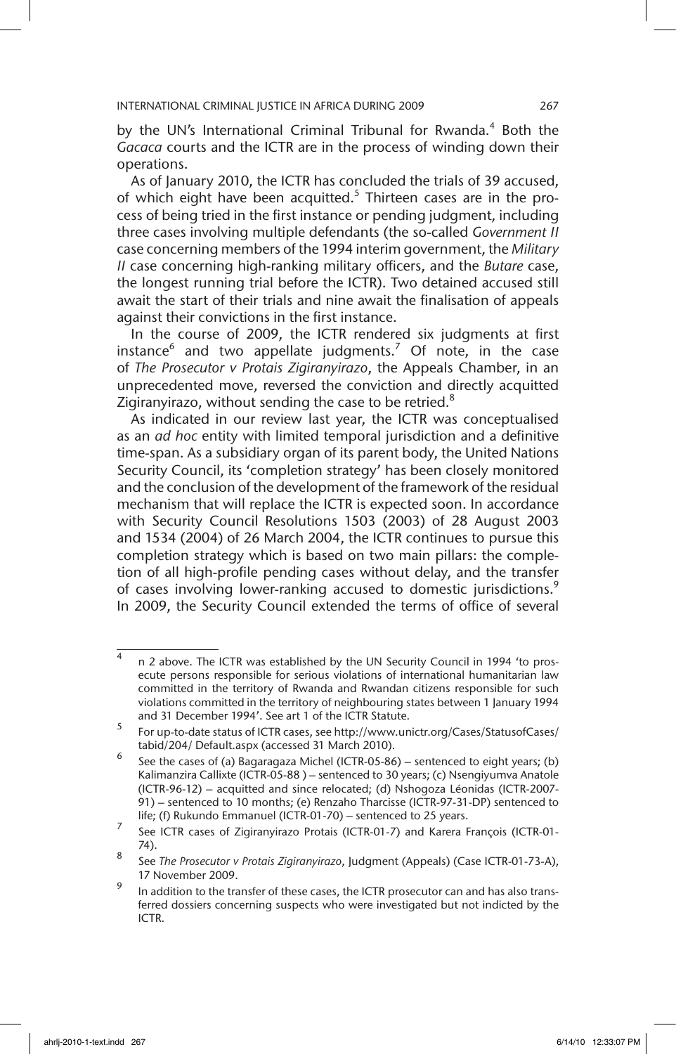by the UN's International Criminal Tribunal for Rwanda.[4] Both the *Gacaca* courts and the ICTR are in the process of winding down their operations.

As of January 2010, the ICTR has concluded the trials of 39 accused, of which eight have been acquitted.[5] Thirteen cases are in the process of being tried in the first instance or pending judgment, including three cases involving multiple defendants (the so-called *Government II* case concerning members of the 1994 interim government, the *Military II* case concerning high-ranking military officers, and the *Butare* case, the longest running trial before the ICTR). Two detained accused still await the start of their trials and nine await the finalisation of appeals against their convictions in the first instance.

In the course of 2009, the ICTR rendered six judgments at first instance[6] and two appellate judgments.[7] Of note, in the case of *The Prosecutor v Protais Zigiranyirazo*, the Appeals Chamber, in an unprecedented move, reversed the conviction and directly acquitted Zigiranyirazo, without sending the case to be retried.[8]

As indicated in our review last year, the ICTR was conceptualised as an *ad hoc* entity with limited temporal jurisdiction and a definitive time-span. As a subsidiary organ of its parent body, the United Nations Security Council, its 'completion strategy' has been closely monitored and the conclusion of the development of the framework of the residual mechanism that will replace the ICTR is expected soon. In accordance with Security Council Resolutions 1503 (2003) of 28 August 2003 and 1534 (2004) of 26 March 2004, the ICTR continues to pursue this completion strategy which is based on two main pillars: the completion of all high-profile pending cases without delay, and the transfer of cases involving lower-ranking accused to domestic jurisdictions.[9] In 2009, the Security Council extended the terms of office of several

---

[4] n 2 above. The ICTR was established by the UN Security Council in 1994 'to prosecute persons responsible for serious violations of international humanitarian law committed in the territory of Rwanda and Rwandan citizens responsible for such violations committed in the territory of neighbouring states between 1 January 1994 and 31 December 1994'. See art 1 of the ICTR Statute.

[5] For up-to-date status of ICTR cases, see http://www.unictr.org/Cases/StatusofCases/tabid/204/ Default.aspx (accessed 31 March 2010).

[6] See the cases of (a) Bagaragaza Michel (ICTR-05-86) – sentenced to eight years; (b) Kalimanzira Callixte (ICTR-05-88 ) – sentenced to 30 years; (c) Nsengiyumva Anatole (ICTR-96-12) – acquitted and since relocated; (d) Nshogoza Léonidas (ICTR-2007-91) – sentenced to 10 months; (e) Renzaho Tharcisse (ICTR-97-31-DP) sentenced to life; (f) Rukundo Emmanuel (ICTR-01-70) – sentenced to 25 years.

[7] See ICTR cases of Zigiranyirazo Protais (ICTR-01-7) and Karera François (ICTR-01-74).

[8] See *The Prosecutor v Protais Zigiranyirazo*, Judgment (Appeals) (Case ICTR-01-73-A), 17 November 2009.

[9] In addition to the transfer of these cases, the ICTR prosecutor can and has also transferred dossiers concerning suspects who were investigated but not indicted by the ICTR.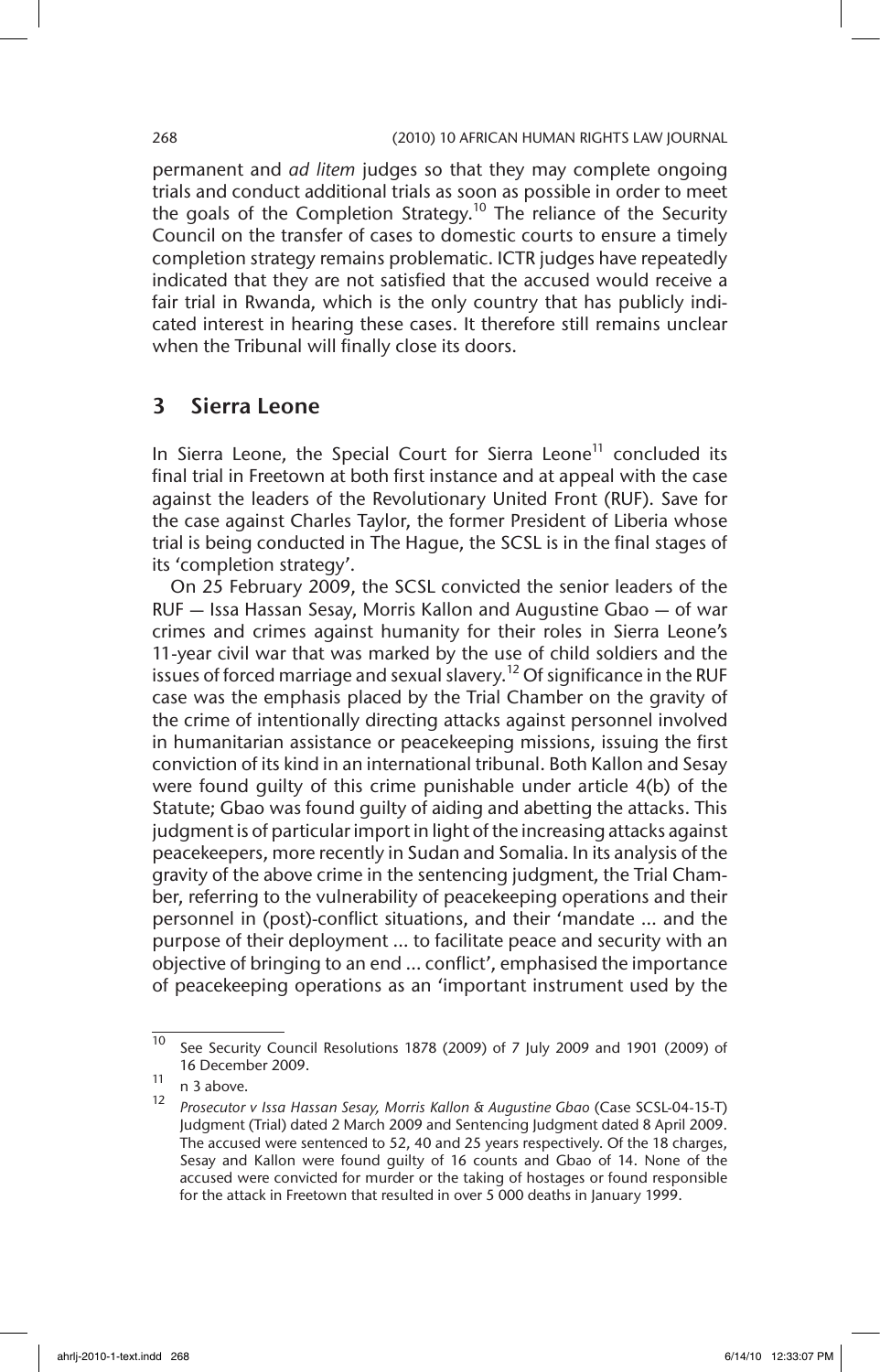permanent and *ad litem* judges so that they may complete ongoing trials and conduct additional trials as soon as possible in order to meet the goals of the Completion Strategy.[10] The reliance of the Security Council on the transfer of cases to domestic courts to ensure a timely completion strategy remains problematic. ICTR judges have repeatedly indicated that they are not satisfied that the accused would receive a fair trial in Rwanda, which is the only country that has publicly indicated interest in hearing these cases. It therefore still remains unclear when the Tribunal will finally close its doors.

## 3 Sierra Leone

In Sierra Leone, the Special Court for Sierra Leone[11] concluded its final trial in Freetown at both first instance and at appeal with the case against the leaders of the Revolutionary United Front (RUF). Save for the case against Charles Taylor, the former President of Liberia whose trial is being conducted in The Hague, the SCSL is in the final stages of its 'completion strategy'.

On 25 February 2009, the SCSL convicted the senior leaders of the RUF — Issa Hassan Sesay, Morris Kallon and Augustine Gbao — of war crimes and crimes against humanity for their roles in Sierra Leone's 11-year civil war that was marked by the use of child soldiers and the issues of forced marriage and sexual slavery.[12] Of significance in the RUF case was the emphasis placed by the Trial Chamber on the gravity of the crime of intentionally directing attacks against personnel involved in humanitarian assistance or peacekeeping missions, issuing the first conviction of its kind in an international tribunal. Both Kallon and Sesay were found guilty of this crime punishable under article 4(b) of the Statute; Gbao was found guilty of aiding and abetting the attacks. This judgment is of particular import in light of the increasing attacks against peacekeepers, more recently in Sudan and Somalia. In its analysis of the gravity of the above crime in the sentencing judgment, the Trial Chamber, referring to the vulnerability of peacekeeping operations and their personnel in (post)-conflict situations, and their 'mandate ... and the purpose of their deployment ... to facilitate peace and security with an objective of bringing to an end ... conflict', emphasised the importance of peacekeeping operations as an 'important instrument used by the

---

[10] See Security Council Resolutions 1878 (2009) of 7 July 2009 and 1901 (2009) of 16 December 2009.

[11] n 3 above.

[12] *Prosecutor v Issa Hassan Sesay, Morris Kallon & Augustine Gbao* (Case SCSL-04-15-T) Judgment (Trial) dated 2 March 2009 and Sentencing Judgment dated 8 April 2009. The accused were sentenced to 52, 40 and 25 years respectively. Of the 18 charges, Sesay and Kallon were found guilty of 16 counts and Gbao of 14. None of the accused were convicted for murder or the taking of hostages or found responsible for the attack in Freetown that resulted in over 5 000 deaths in January 1999.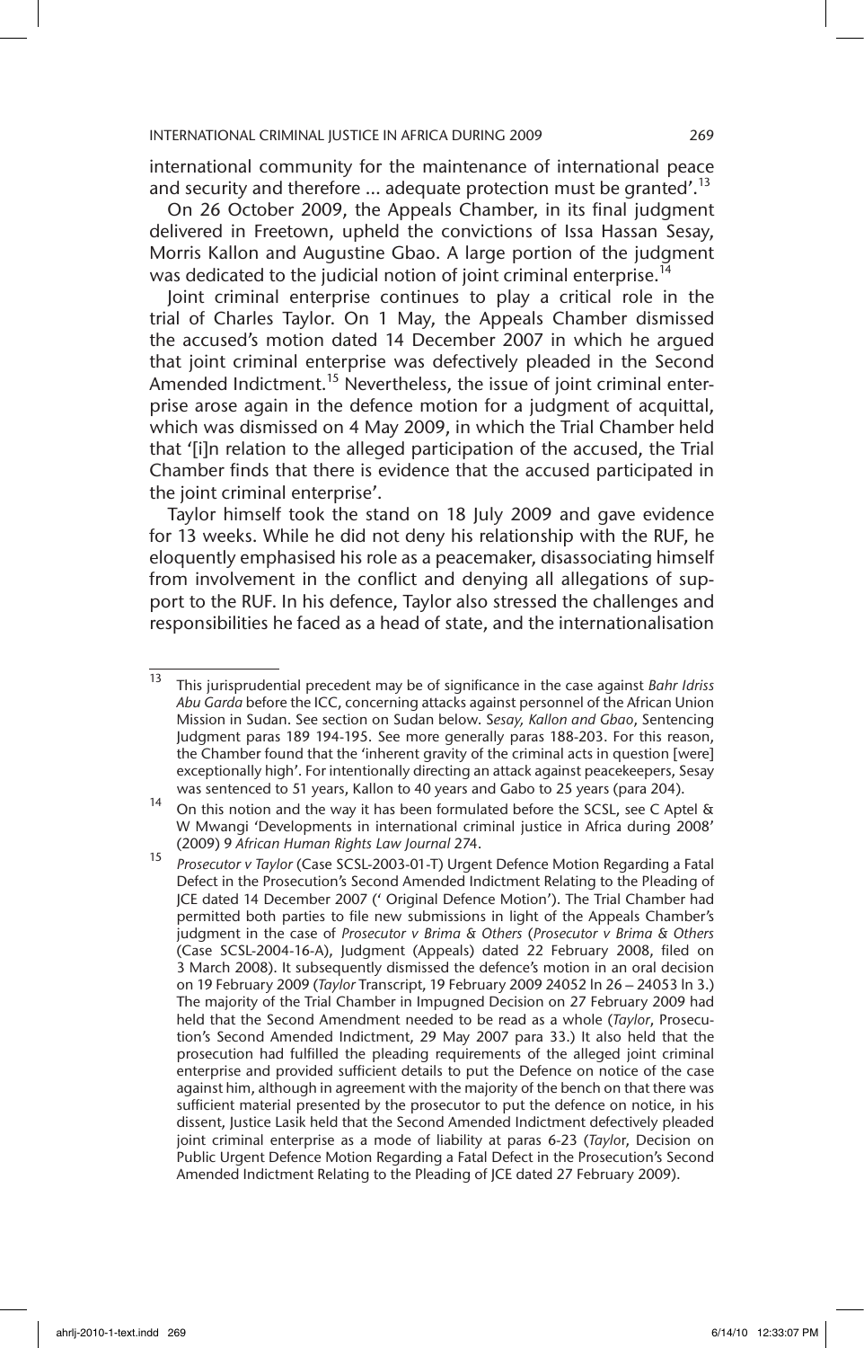international community for the maintenance of international peace and security and therefore ... adequate protection must be granted'.[13]

On 26 October 2009, the Appeals Chamber, in its final judgment delivered in Freetown, upheld the convictions of Issa Hassan Sesay, Morris Kallon and Augustine Gbao. A large portion of the judgment was dedicated to the judicial notion of joint criminal enterprise.[14]

Joint criminal enterprise continues to play a critical role in the trial of Charles Taylor. On 1 May, the Appeals Chamber dismissed the accused's motion dated 14 December 2007 in which he argued that joint criminal enterprise was defectively pleaded in the Second Amended Indictment.[15] Nevertheless, the issue of joint criminal enterprise arose again in the defence motion for a judgment of acquittal, which was dismissed on 4 May 2009, in which the Trial Chamber held that '[i]n relation to the alleged participation of the accused, the Trial Chamber finds that there is evidence that the accused participated in the joint criminal enterprise'.

Taylor himself took the stand on 18 July 2009 and gave evidence for 13 weeks. While he did not deny his relationship with the RUF, he eloquently emphasised his role as a peacemaker, disassociating himself from involvement in the conflict and denying all allegations of support to the RUF. In his defence, Taylor also stressed the challenges and responsibilities he faced as a head of state, and the internationalisation

---

[13] This jurisprudential precedent may be of significance in the case against *Bahr Idriss Abu Garda* before the ICC, concerning attacks against personnel of the African Union Mission in Sudan. See section on Sudan below. *Sesay, Kallon and Gbao*, Sentencing Judgment paras 189 194-195. See more generally paras 188-203. For this reason, the Chamber found that the 'inherent gravity of the criminal acts in question [were] exceptionally high'. For intentionally directing an attack against peacekeepers, Sesay was sentenced to 51 years, Kallon to 40 years and Gabo to 25 years (para 204).

[14] On this notion and the way it has been formulated before the SCSL, see C Aptel & W Mwangi 'Developments in international criminal justice in Africa during 2008' (2009) 9 *African Human Rights Law Journal* 274.

[15] *Prosecutor v Taylor* (Case SCSL-2003-01-T) Urgent Defence Motion Regarding a Fatal Defect in the Prosecution's Second Amended Indictment Relating to the Pleading of JCE dated 14 December 2007 (' Original Defence Motion'). The Trial Chamber had permitted both parties to file new submissions in light of the Appeals Chamber's judgment in the case of *Prosecutor v Brima & Others* (*Prosecutor v Brima & Others* (Case SCSL-2004-16-A), Judgment (Appeals) dated 22 February 2008, filed on 3 March 2008). It subsequently dismissed the defence's motion in an oral decision on 19 February 2009 (*Taylor* Transcript, 19 February 2009 24052 ln 26 – 24053 ln 3.) The majority of the Trial Chamber in Impugned Decision on 27 February 2009 had held that the Second Amendment needed to be read as a whole (*Taylor*, Prosecution's Second Amended Indictment, 29 May 2007 para 33.) It also held that the prosecution had fulfilled the pleading requirements of the alleged joint criminal enterprise and provided sufficient details to put the Defence on notice of the case against him, although in agreement with the majority of the bench on that there was sufficient material presented by the prosecutor to put the defence on notice, in his dissent, Justice Lasik held that the Second Amended Indictment defectively pleaded joint criminal enterprise as a mode of liability at paras 6-23 (*Taylor*, Decision on Public Urgent Defence Motion Regarding a Fatal Defect in the Prosecution's Second Amended Indictment Relating to the Pleading of JCE dated 27 February 2009).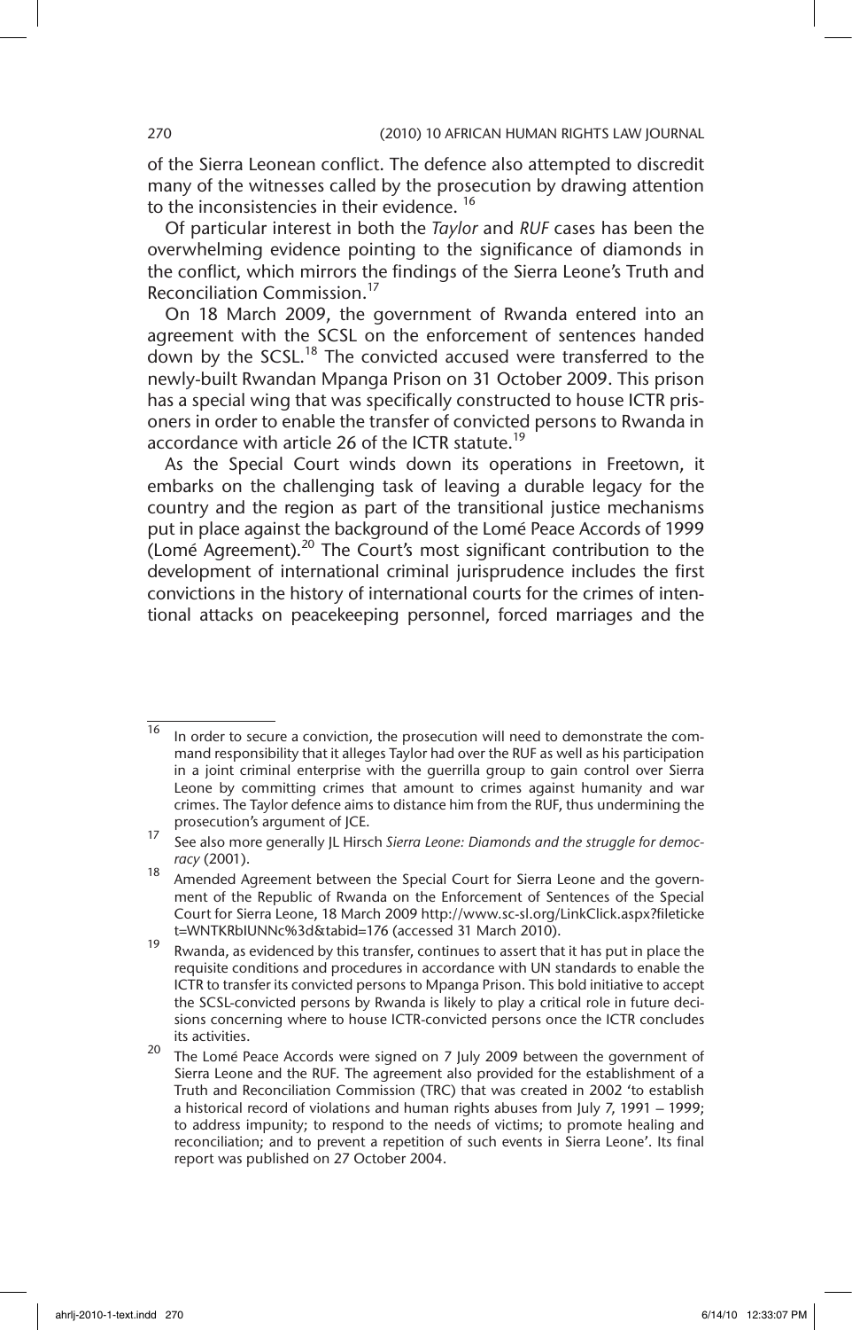of the Sierra Leonean conflict. The defence also attempted to discredit many of the witnesses called by the prosecution by drawing attention to the inconsistencies in their evidence. [16]

Of particular interest in both the *Taylor* and *RUF* cases has been the overwhelming evidence pointing to the significance of diamonds in the conflict, which mirrors the findings of the Sierra Leone's Truth and Reconciliation Commission.[17]

On 18 March 2009, the government of Rwanda entered into an agreement with the SCSL on the enforcement of sentences handed down by the SCSL.[18] The convicted accused were transferred to the newly-built Rwandan Mpanga Prison on 31 October 2009. This prison has a special wing that was specifically constructed to house ICTR prisoners in order to enable the transfer of convicted persons to Rwanda in accordance with article 26 of the ICTR statute.[19]

As the Special Court winds down its operations in Freetown, it embarks on the challenging task of leaving a durable legacy for the country and the region as part of the transitional justice mechanisms put in place against the background of the Lomé Peace Accords of 1999 (Lomé Agreement).[20] The Court's most significant contribution to the development of international criminal jurisprudence includes the first convictions in the history of international courts for the crimes of intentional attacks on peacekeeping personnel, forced marriages and the

---

16 In order to secure a conviction, the prosecution will need to demonstrate the command responsibility that it alleges Taylor had over the RUF as well as his participation in a joint criminal enterprise with the guerrilla group to gain control over Sierra Leone by committing crimes that amount to crimes against humanity and war crimes. The Taylor defence aims to distance him from the RUF, thus undermining the prosecution's argument of JCE.

17 See also more generally JL Hirsch *Sierra Leone: Diamonds and the struggle for democracy* (2001).

18 Amended Agreement between the Special Court for Sierra Leone and the government of the Republic of Rwanda on the Enforcement of Sentences of the Special Court for Sierra Leone, 18 March 2009 http://www.sc-sl.org/LinkClick.aspx?fileticket=WNTKRbIUNNc%3d&tabid=176 (accessed 31 March 2010).

19 Rwanda, as evidenced by this transfer, continues to assert that it has put in place the requisite conditions and procedures in accordance with UN standards to enable the ICTR to transfer its convicted persons to Mpanga Prison. This bold initiative to accept the SCSL-convicted persons by Rwanda is likely to play a critical role in future decisions concerning where to house ICTR-convicted persons once the ICTR concludes its activities.

20 The Lomé Peace Accords were signed on 7 July 2009 between the government of Sierra Leone and the RUF. The agreement also provided for the establishment of a Truth and Reconciliation Commission (TRC) that was created in 2002 'to establish a historical record of violations and human rights abuses from July 7, 1991 – 1999; to address impunity; to respond to the needs of victims; to promote healing and reconciliation; and to prevent a repetition of such events in Sierra Leone'. Its final report was published on 27 October 2004.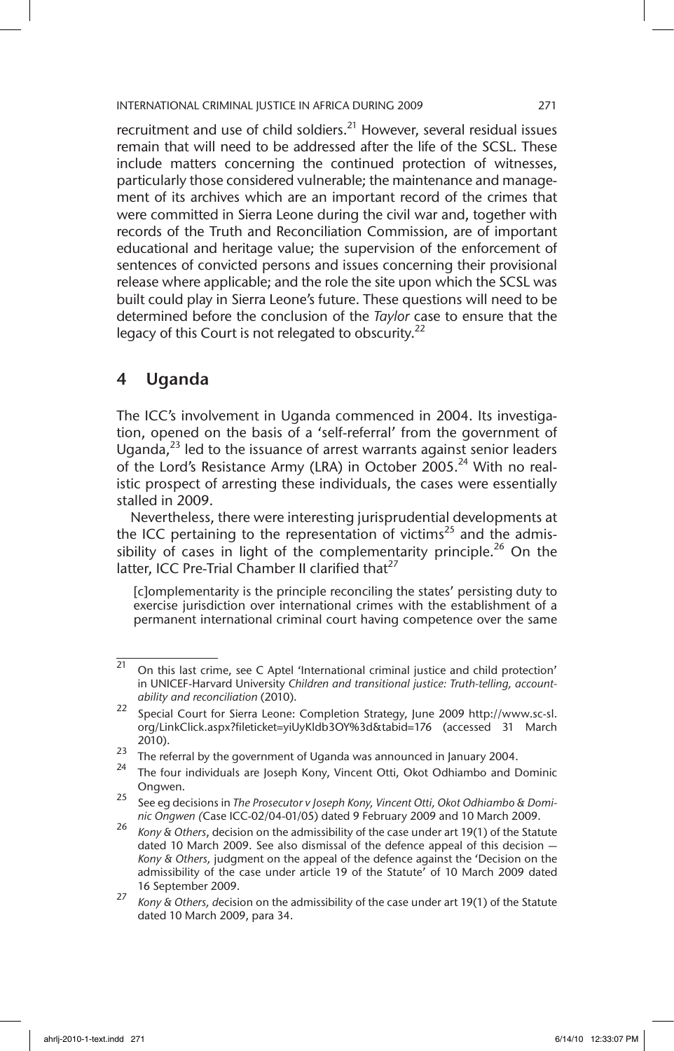recruitment and use of child soldiers.[21] However, several residual issues remain that will need to be addressed after the life of the SCSL. These include matters concerning the continued protection of witnesses, particularly those considered vulnerable; the maintenance and management of its archives which are an important record of the crimes that were committed in Sierra Leone during the civil war and, together with records of the Truth and Reconciliation Commission, are of important educational and heritage value; the supervision of the enforcement of sentences of convicted persons and issues concerning their provisional release where applicable; and the role the site upon which the SCSL was built could play in Sierra Leone's future. These questions will need to be determined before the conclusion of the *Taylor* case to ensure that the legacy of this Court is not relegated to obscurity.[22]

## 4 Uganda

The ICC's involvement in Uganda commenced in 2004. Its investigation, opened on the basis of a 'self-referral' from the government of Uganda,[23] led to the issuance of arrest warrants against senior leaders of the Lord's Resistance Army (LRA) in October 2005.[24] With no realistic prospect of arresting these individuals, the cases were essentially stalled in 2009.

Nevertheless, there were interesting jurisprudential developments at the ICC pertaining to the representation of victims[25] and the admissibility of cases in light of the complementarity principle.[26] On the latter, ICC Pre-Trial Chamber II clarified that[27]

> [c]omplementarity is the principle reconciling the states' persisting duty to exercise jurisdiction over international crimes with the establishment of a permanent international criminal court having competence over the same

---

21 On this last crime, see C Aptel 'International criminal justice and child protection' in UNICEF-Harvard University *Children and transitional justice: Truth-telling, accountability and reconciliation* (2010).

22 Special Court for Sierra Leone: Completion Strategy, June 2009 http://www.sc-sl.org/LinkClick.aspx?fileticket=yiUyKldb3OY%3d&tabid=176 (accessed 31 March 2010).

23 The referral by the government of Uganda was announced in January 2004.

24 The four individuals are Joseph Kony, Vincent Otti, Okot Odhiambo and Dominic Ongwen.

25 See eg decisions in *The Prosecutor v Joseph Kony, Vincent Otti, Okot Odhiambo & Dominic Ongwen (*Case ICC-02/04-01/05) dated 9 February 2009 and 10 March 2009.

26 *Kony & Others*, decision on the admissibility of the case under art 19(1) of the Statute dated 10 March 2009. See also dismissal of the defence appeal of this decision — *Kony & Others*, judgment on the appeal of the defence against the 'Decision on the admissibility of the case under article 19 of the Statute' of 10 March 2009 dated 16 September 2009.

27 *Kony & Others, d*ecision on the admissibility of the case under art 19(1) of the Statute dated 10 March 2009, para 34.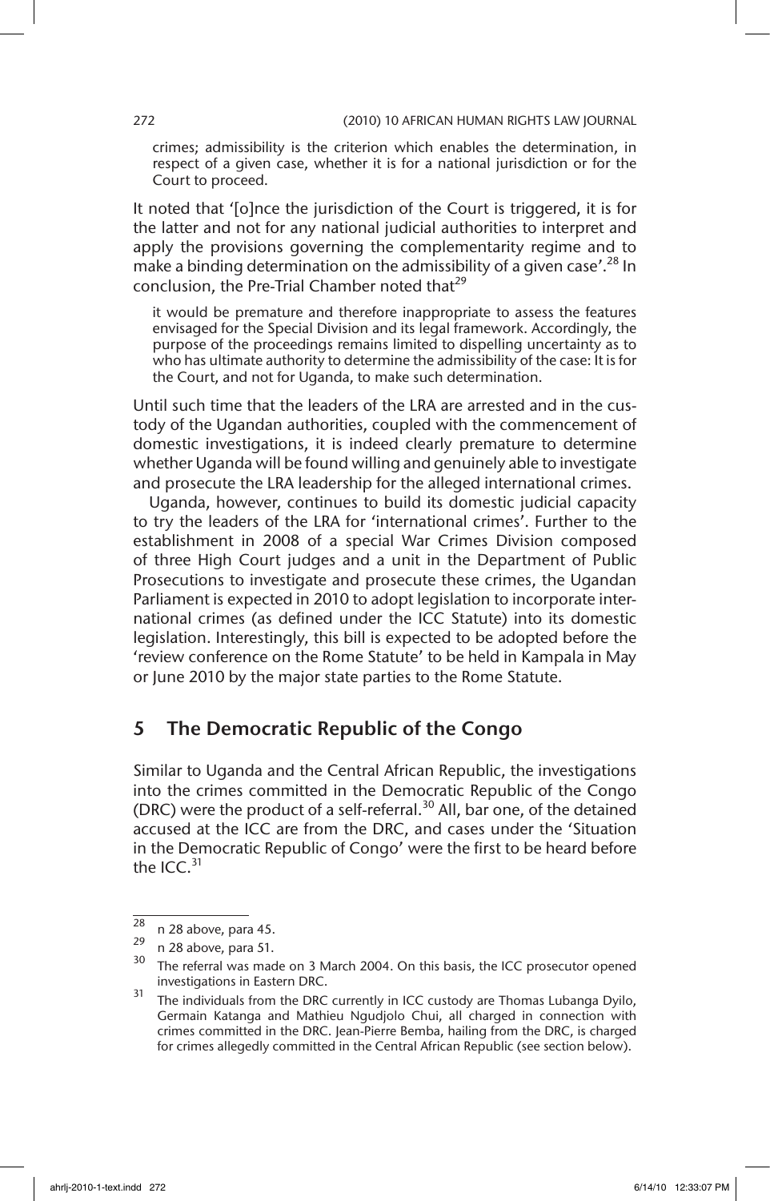crimes; admissibility is the criterion which enables the determination, in respect of a given case, whether it is for a national jurisdiction or for the Court to proceed.

It noted that '[o]nce the jurisdiction of the Court is triggered, it is for the latter and not for any national judicial authorities to interpret and apply the provisions governing the complementarity regime and to make a binding determination on the admissibility of a given case'.[28] In conclusion, the Pre-Trial Chamber noted that[29]

> it would be premature and therefore inappropriate to assess the features envisaged for the Special Division and its legal framework. Accordingly, the purpose of the proceedings remains limited to dispelling uncertainty as to who has ultimate authority to determine the admissibility of the case: It is for the Court, and not for Uganda, to make such determination.

Until such time that the leaders of the LRA are arrested and in the custody of the Ugandan authorities, coupled with the commencement of domestic investigations, it is indeed clearly premature to determine whether Uganda will be found willing and genuinely able to investigate and prosecute the LRA leadership for the alleged international crimes.

Uganda, however, continues to build its domestic judicial capacity to try the leaders of the LRA for 'international crimes'. Further to the establishment in 2008 of a special War Crimes Division composed of three High Court judges and a unit in the Department of Public Prosecutions to investigate and prosecute these crimes, the Ugandan Parliament is expected in 2010 to adopt legislation to incorporate international crimes (as defined under the ICC Statute) into its domestic legislation. Interestingly, this bill is expected to be adopted before the 'review conference on the Rome Statute' to be held in Kampala in May or June 2010 by the major state parties to the Rome Statute.

## 5 The Democratic Republic of the Congo

Similar to Uganda and the Central African Republic, the investigations into the crimes committed in the Democratic Republic of the Congo (DRC) were the product of a self-referral.[30] All, bar one, of the detained accused at the ICC are from the DRC, and cases under the 'Situation in the Democratic Republic of Congo' were the first to be heard before the ICC.[31]

---

[28] n 28 above, para 45.

[29] n 28 above, para 51.

[30] The referral was made on 3 March 2004. On this basis, the ICC prosecutor opened investigations in Eastern DRC.

[31] The individuals from the DRC currently in ICC custody are Thomas Lubanga Dyilo, Germain Katanga and Mathieu Ngudjolo Chui, all charged in connection with crimes committed in the DRC. Jean-Pierre Bemba, hailing from the DRC, is charged for crimes allegedly committed in the Central African Republic (see section below).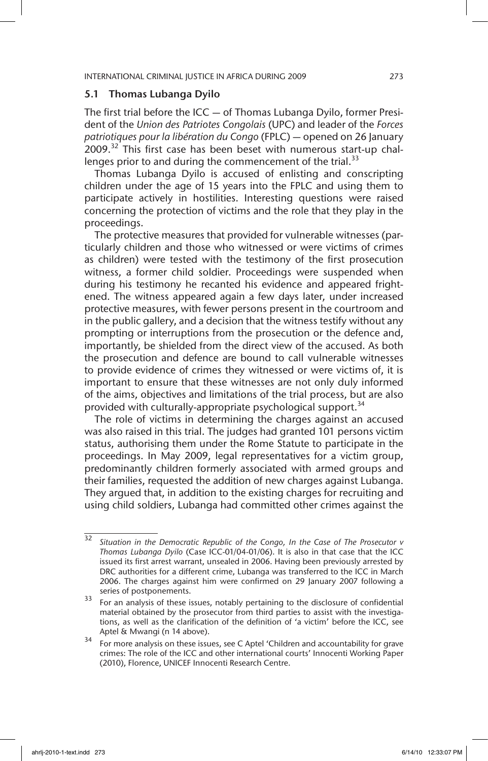### 5.1 Thomas Lubanga Dyilo

The first trial before the ICC — of Thomas Lubanga Dyilo, former President of the *Union des Patriotes Congolais* (UPC) and leader of the *Forces patriotiques pour la libération du Congo* (FPLC) — opened on 26 January 2009.[32] This first case has been beset with numerous start-up challenges prior to and during the commencement of the trial.[33]

Thomas Lubanga Dyilo is accused of enlisting and conscripting children under the age of 15 years into the FPLC and using them to participate actively in hostilities. Interesting questions were raised concerning the protection of victims and the role that they play in the proceedings.

The protective measures that provided for vulnerable witnesses (particularly children and those who witnessed or were victims of crimes as children) were tested with the testimony of the first prosecution witness, a former child soldier. Proceedings were suspended when during his testimony he recanted his evidence and appeared frightened. The witness appeared again a few days later, under increased protective measures, with fewer persons present in the courtroom and in the public gallery, and a decision that the witness testify without any prompting or interruptions from the prosecution or the defence and, importantly, be shielded from the direct view of the accused. As both the prosecution and defence are bound to call vulnerable witnesses to provide evidence of crimes they witnessed or were victims of, it is important to ensure that these witnesses are not only duly informed of the aims, objectives and limitations of the trial process, but are also provided with culturally-appropriate psychological support.[34]

The role of victims in determining the charges against an accused was also raised in this trial. The judges had granted 101 persons victim status, authorising them under the Rome Statute to participate in the proceedings. In May 2009, legal representatives for a victim group, predominantly children formerly associated with armed groups and their families, requested the addition of new charges against Lubanga. They argued that, in addition to the existing charges for recruiting and using child soldiers, Lubanga had committed other crimes against the

---

[32] *Situation in the Democratic Republic of the Congo, In the Case of The Prosecutor v Thomas Lubanga Dyilo* (Case ICC-01/04-01/06). It is also in that case that the ICC issued its first arrest warrant, unsealed in 2006. Having been previously arrested by DRC authorities for a different crime, Lubanga was transferred to the ICC in March 2006. The charges against him were confirmed on 29 January 2007 following a series of postponements.

[33] For an analysis of these issues, notably pertaining to the disclosure of confidential material obtained by the prosecutor from third parties to assist with the investigations, as well as the clarification of the definition of 'a victim' before the ICC, see Aptel & Mwangi (n 14 above).

[34] For more analysis on these issues, see C Aptel 'Children and accountability for grave crimes: The role of the ICC and other international courts' Innocenti Working Paper (2010), Florence, UNICEF Innocenti Research Centre.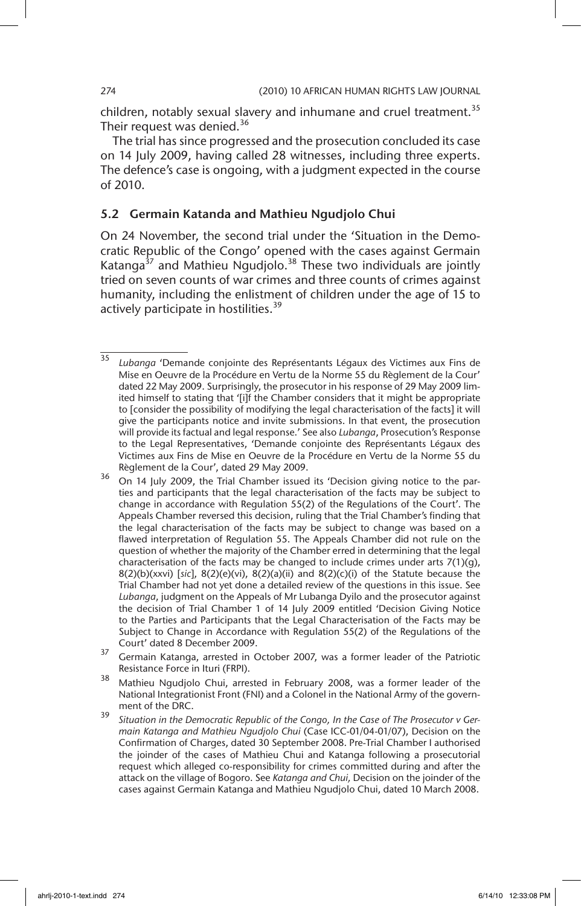children, notably sexual slavery and inhumane and cruel treatment.[35] Their request was denied.[36]

The trial has since progressed and the prosecution concluded its case on 14 July 2009, having called 28 witnesses, including three experts. The defence's case is ongoing, with a judgment expected in the course of 2010.

### 5.2 Germain Katanda and Mathieu Ngudjolo Chui

On 24 November, the second trial under the 'Situation in the Democratic Republic of the Congo' opened with the cases against Germain Katanga[37] and Mathieu Ngudjolo.[38] These two individuals are jointly tried on seven counts of war crimes and three counts of crimes against humanity, including the enlistment of children under the age of 15 to actively participate in hostilities.[39]

---

35 *Lubanga* 'Demande conjointe des Représentants Légaux des Victimes aux Fins de Mise en Oeuvre de la Procédure en Vertu de la Norme 55 du Règlement de la Cour' dated 22 May 2009. Surprisingly, the prosecutor in his response of 29 May 2009 limited himself to stating that '[i]f the Chamber considers that it might be appropriate to [consider the possibility of modifying the legal characterisation of the facts] it will give the participants notice and invite submissions. In that event, the prosecution will provide its factual and legal response.' See also *Lubanga*, Prosecution's Response to the Legal Representatives, 'Demande conjointe des Représentants Légaux des Victimes aux Fins de Mise en Oeuvre de la Procédure en Vertu de la Norme 55 du Règlement de la Cour', dated 29 May 2009.

36 On 14 July 2009, the Trial Chamber issued its 'Decision giving notice to the parties and participants that the legal characterisation of the facts may be subject to change in accordance with Regulation 55(2) of the Regulations of the Court'. The Appeals Chamber reversed this decision, ruling that the Trial Chamber's finding that the legal characterisation of the facts may be subject to change was based on a flawed interpretation of Regulation 55. The Appeals Chamber did not rule on the question of whether the majority of the Chamber erred in determining that the legal characterisation of the facts may be changed to include crimes under arts 7(1)(g), 8(2)(b)(xxvi) [*sic*], 8(2)(e)(vi), 8(2)(a)(ii) and 8(2)(c)(i) of the Statute because the Trial Chamber had not yet done a detailed review of the questions in this issue. See *Lubanga*, judgment on the Appeals of Mr Lubanga Dyilo and the prosecutor against the decision of Trial Chamber 1 of 14 July 2009 entitled 'Decision Giving Notice to the Parties and Participants that the Legal Characterisation of the Facts may be Subject to Change in Accordance with Regulation 55(2) of the Regulations of the Court' dated 8 December 2009.

37 Germain Katanga, arrested in October 2007, was a former leader of the Patriotic Resistance Force in Ituri (FRPI).

38 Mathieu Ngudjolo Chui, arrested in February 2008, was a former leader of the National Integrationist Front (FNI) and a Colonel in the National Army of the government of the DRC.

39 *Situation in the Democratic Republic of the Congo, In the Case of The Prosecutor v Germain Katanga and Mathieu Ngudjolo Chui* (Case ICC-01/04-01/07), Decision on the Confirmation of Charges, dated 30 September 2008. Pre-Trial Chamber I authorised the joinder of the cases of Mathieu Chui and Katanga following a prosecutorial request which alleged co-responsibility for crimes committed during and after the attack on the village of Bogoro. See *Katanga and Chui*, Decision on the joinder of the cases against Germain Katanga and Mathieu Ngudjolo Chui, dated 10 March 2008.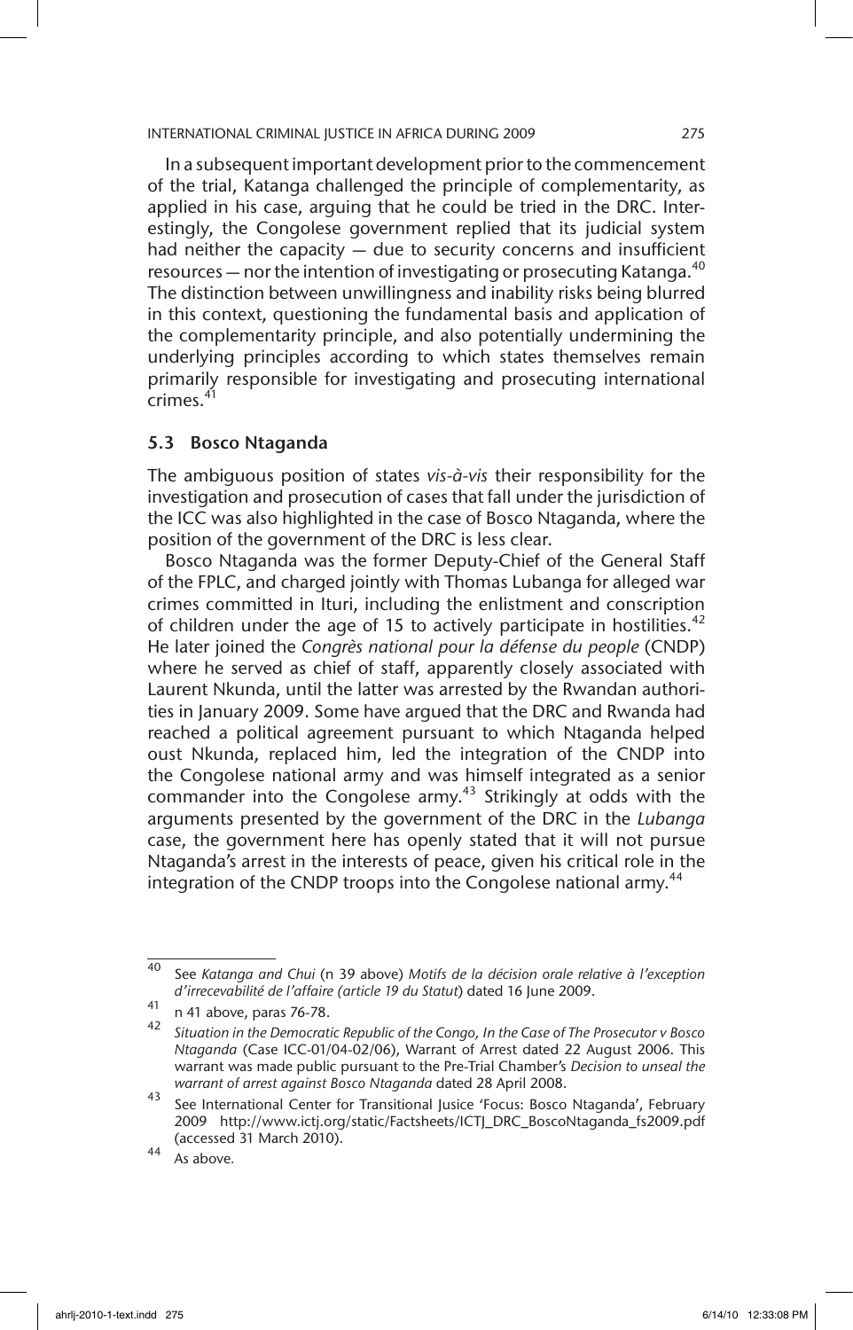In a subsequent important development prior to the commencement of the trial, Katanga challenged the principle of complementarity, as applied in his case, arguing that he could be tried in the DRC. Interestingly, the Congolese government replied that its judicial system had neither the capacity — due to security concerns and insufficient resources — nor the intention of investigating or prosecuting Katanga.[40] The distinction between unwillingness and inability risks being blurred in this context, questioning the fundamental basis and application of the complementarity principle, and also potentially undermining the underlying principles according to which states themselves remain primarily responsible for investigating and prosecuting international crimes.[41]

### 5.3 Bosco Ntaganda

The ambiguous position of states *vis-à-vis* their responsibility for the investigation and prosecution of cases that fall under the jurisdiction of the ICC was also highlighted in the case of Bosco Ntaganda, where the position of the government of the DRC is less clear.

Bosco Ntaganda was the former Deputy-Chief of the General Staff of the FPLC, and charged jointly with Thomas Lubanga for alleged war crimes committed in Ituri, including the enlistment and conscription of children under the age of 15 to actively participate in hostilities.[42] He later joined the *Congrès national pour la défense du people* (CNDP) where he served as chief of staff, apparently closely associated with Laurent Nkunda, until the latter was arrested by the Rwandan authorities in January 2009. Some have argued that the DRC and Rwanda had reached a political agreement pursuant to which Ntaganda helped oust Nkunda, replaced him, led the integration of the CNDP into the Congolese national army and was himself integrated as a senior commander into the Congolese army.[43] Strikingly at odds with the arguments presented by the government of the DRC in the *Lubanga* case, the government here has openly stated that it will not pursue Ntaganda's arrest in the interests of peace, given his critical role in the integration of the CNDP troops into the Congolese national army.[44]

---

[40] See *Katanga and Chui* (n 39 above) *Motifs de la décision orale relative à l'exception d'irrecevabilité de l'affaire (article 19 du Statut*) dated 16 June 2009.

[41] n 41 above, paras 76-78.

[42] *Situation in the Democratic Republic of the Congo, In the Case of The Prosecutor v Bosco Ntaganda* (Case ICC-01/04-02/06), Warrant of Arrest dated 22 August 2006. This warrant was made public pursuant to the Pre-Trial Chamber's *Decision to unseal the warrant of arrest against Bosco Ntaganda* dated 28 April 2008.

[43] See International Center for Transitional Justice 'Focus: Bosco Ntaganda', February 2009 http://www.ictj.org/static/Factsheets/ICTJ_DRC_BoscoNtaganda_fs2009.pdf (accessed 31 March 2010).

[44] As above.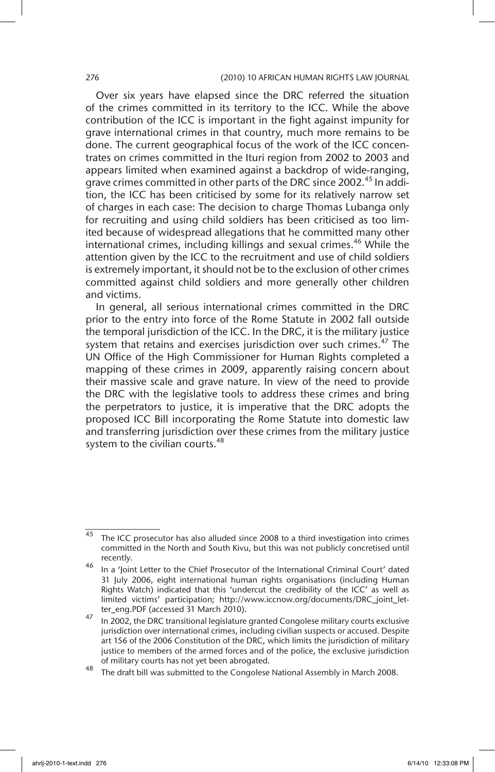Over six years have elapsed since the DRC referred the situation of the crimes committed in its territory to the ICC. While the above contribution of the ICC is important in the fight against impunity for grave international crimes in that country, much more remains to be done. The current geographical focus of the work of the ICC concentrates on crimes committed in the Ituri region from 2002 to 2003 and appears limited when examined against a backdrop of wide-ranging, grave crimes committed in other parts of the DRC since 2002.[45] In addition, the ICC has been criticised by some for its relatively narrow set of charges in each case: The decision to charge Thomas Lubanga only for recruiting and using child soldiers has been criticised as too limited because of widespread allegations that he committed many other international crimes, including killings and sexual crimes.[46] While the attention given by the ICC to the recruitment and use of child soldiers is extremely important, it should not be to the exclusion of other crimes committed against child soldiers and more generally other children and victims.

In general, all serious international crimes committed in the DRC prior to the entry into force of the Rome Statute in 2002 fall outside the temporal jurisdiction of the ICC. In the DRC, it is the military justice system that retains and exercises jurisdiction over such crimes.[47] The UN Office of the High Commissioner for Human Rights completed a mapping of these crimes in 2009, apparently raising concern about their massive scale and grave nature. In view of the need to provide the DRC with the legislative tools to address these crimes and bring the perpetrators to justice, it is imperative that the DRC adopts the proposed ICC Bill incorporating the Rome Statute into domestic law and transferring jurisdiction over these crimes from the military justice system to the civilian courts.[48]

---

45 The ICC prosecutor has also alluded since 2008 to a third investigation into crimes committed in the North and South Kivu, but this was not publicly concretised until recently.

46 In a 'Joint Letter to the Chief Prosecutor of the International Criminal Court' dated 31 July 2006, eight international human rights organisations (including Human Rights Watch) indicated that this 'undercut the credibility of the ICC' as well as limited victims' participation; http://www.iccnow.org/documents/DRC_joint_letter_eng.PDF (accessed 31 March 2010).

47 In 2002, the DRC transitional legislature granted Congolese military courts exclusive jurisdiction over international crimes, including civilian suspects or accused. Despite art 156 of the 2006 Constitution of the DRC, which limits the jurisdiction of military justice to members of the armed forces and of the police, the exclusive jurisdiction of military courts has not yet been abrogated.

48 The draft bill was submitted to the Congolese National Assembly in March 2008.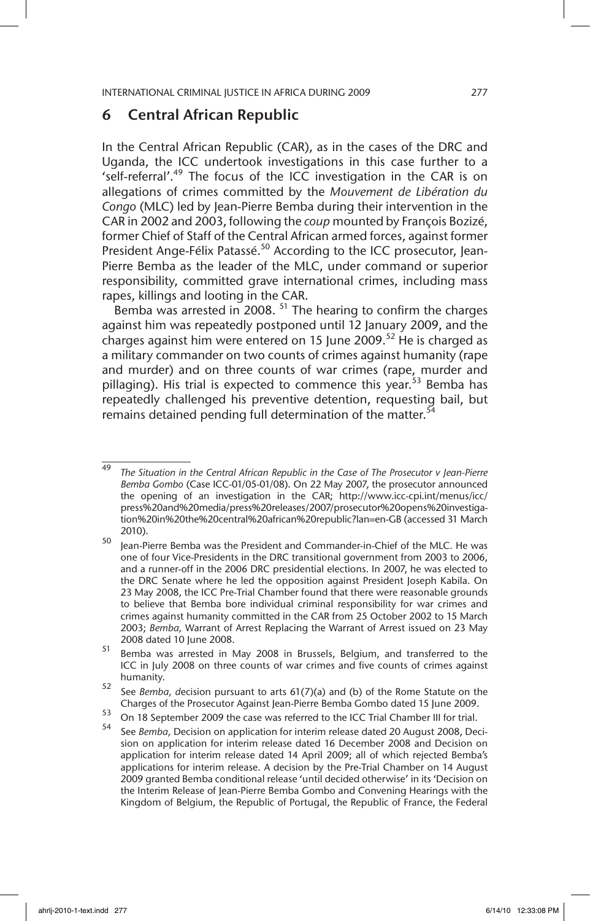## 6 Central African Republic

In the Central African Republic (CAR), as in the cases of the DRC and Uganda, the ICC undertook investigations in this case further to a 'self-referral'.[49] The focus of the ICC investigation in the CAR is on allegations of crimes committed by the *Mouvement de Libération du Congo* (MLC) led by Jean-Pierre Bemba during their intervention in the CAR in 2002 and 2003, following the *coup* mounted by François Bozizé, former Chief of Staff of the Central African armed forces, against former President Ange-Félix Patassé.[50] According to the ICC prosecutor, Jean-Pierre Bemba as the leader of the MLC, under command or superior responsibility, committed grave international crimes, including mass rapes, killings and looting in the CAR.

Bemba was arrested in 2008. [51] The hearing to confirm the charges against him was repeatedly postponed until 12 January 2009, and the charges against him were entered on 15 June 2009.[52] He is charged as a military commander on two counts of crimes against humanity (rape and murder) and on three counts of war crimes (rape, murder and pillaging). His trial is expected to commence this year.[53] Bemba has repeatedly challenged his preventive detention, requesting bail, but remains detained pending full determination of the matter.[54]

---

[49] *The Situation in the Central African Republic in the Case of The Prosecutor v Jean-Pierre Bemba Gombo* (Case ICC-01/05-01/08). On 22 May 2007, the prosecutor announced the opening of an investigation in the CAR; http://www.icc-cpi.int/menus/icc/press%20and%20media/press%20releases/2007/prosecutor%20opens%20investigation%20in%20the%20central%20african%20republic?lan=en-GB (accessed 31 March 2010).

[50] Jean-Pierre Bemba was the President and Commander-in-Chief of the MLC. He was one of four Vice-Presidents in the DRC transitional government from 2003 to 2006, and a runner-off in the 2006 DRC presidential elections. In 2007, he was elected to the DRC Senate where he led the opposition against President Joseph Kabila. On 23 May 2008, the ICC Pre-Trial Chamber found that there were reasonable grounds to believe that Bemba bore individual criminal responsibility for war crimes and crimes against humanity committed in the CAR from 25 October 2002 to 15 March 2003; *Bemba*, Warrant of Arrest Replacing the Warrant of Arrest issued on 23 May 2008 dated 10 June 2008.

[51] Bemba was arrested in May 2008 in Brussels, Belgium, and transferred to the ICC in July 2008 on three counts of war crimes and five counts of crimes against humanity.

[52] See *Bemba*, *d*ecision pursuant to arts 61(7)(a) and (b) of the Rome Statute on the Charges of the Prosecutor Against Jean-Pierre Bemba Gombo dated 15 June 2009.

[53] On 18 September 2009 the case was referred to the ICC Trial Chamber III for trial.

[54] See *Bemba*, Decision on application for interim release dated 20 August 2008, Decision on application for interim release dated 16 December 2008 and Decision on application for interim release dated 14 April 2009; all of which rejected Bemba's applications for interim release. A decision by the Pre-Trial Chamber on 14 August 2009 granted Bemba conditional release 'until decided otherwise' in its 'Decision on the Interim Release of Jean-Pierre Bemba Gombo and Convening Hearings with the Kingdom of Belgium, the Republic of Portugal, the Republic of France, the Federal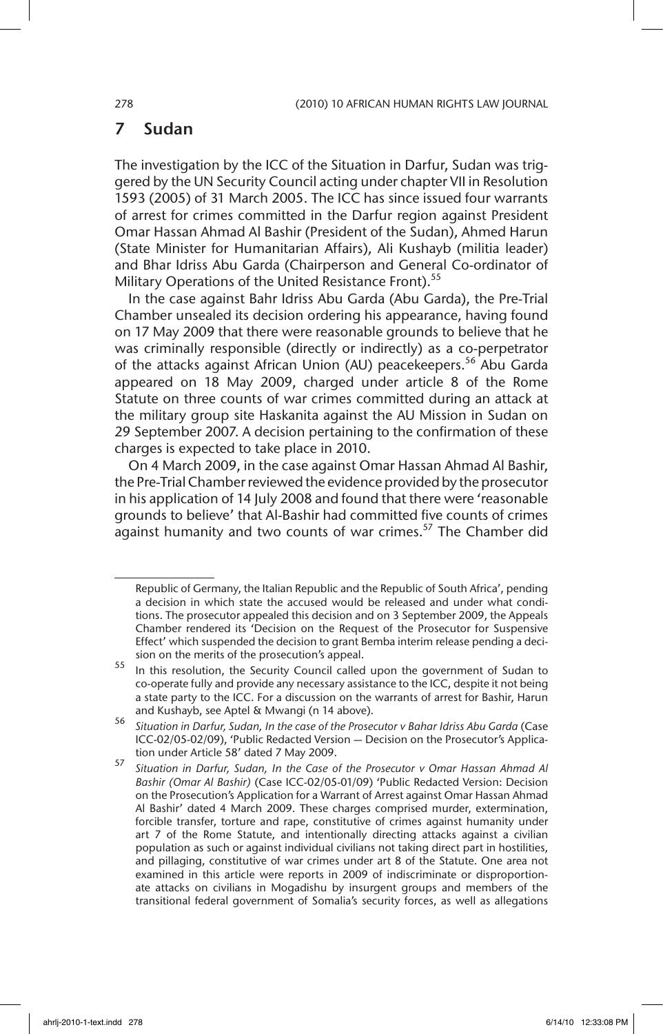## 7 Sudan

The investigation by the ICC of the Situation in Darfur, Sudan was triggered by the UN Security Council acting under chapter VII in Resolution 1593 (2005) of 31 March 2005. The ICC has since issued four warrants of arrest for crimes committed in the Darfur region against President Omar Hassan Ahmad Al Bashir (President of the Sudan), Ahmed Harun (State Minister for Humanitarian Affairs), Ali Kushayb (militia leader) and Bhar Idriss Abu Garda (Chairperson and General Co-ordinator of Military Operations of the United Resistance Front).[55]

In the case against Bahr Idriss Abu Garda (Abu Garda), the Pre-Trial Chamber unsealed its decision ordering his appearance, having found on 17 May 2009 that there were reasonable grounds to believe that he was criminally responsible (directly or indirectly) as a co-perpetrator of the attacks against African Union (AU) peacekeepers.[56] Abu Garda appeared on 18 May 2009, charged under article 8 of the Rome Statute on three counts of war crimes committed during an attack at the military group site Haskanita against the AU Mission in Sudan on 29 September 2007. A decision pertaining to the confirmation of these charges is expected to take place in 2010.

On 4 March 2009, in the case against Omar Hassan Ahmad Al Bashir, the Pre-Trial Chamber reviewed the evidence provided by the prosecutor in his application of 14 July 2008 and found that there were 'reasonable grounds to believe' that Al-Bashir had committed five counts of crimes against humanity and two counts of war crimes.[57] The Chamber did

---

Republic of Germany, the Italian Republic and the Republic of South Africa', pending a decision in which state the accused would be released and under what conditions. The prosecutor appealed this decision and on 3 September 2009, the Appeals Chamber rendered its 'Decision on the Request of the Prosecutor for Suspensive Effect' which suspended the decision to grant Bemba interim release pending a decision on the merits of the prosecution's appeal.

[55] In this resolution, the Security Council called upon the government of Sudan to co-operate fully and provide any necessary assistance to the ICC, despite it not being a state party to the ICC. For a discussion on the warrants of arrest for Bashir, Harun and Kushayb, see Aptel & Mwangi (n 14 above).

[56] *Situation in Darfur, Sudan, In the case of the Prosecutor v Bahar Idriss Abu Garda* (Case ICC-02/05-02/09), 'Public Redacted Version — Decision on the Prosecutor's Application under Article 58' dated 7 May 2009.

[57] *Situation in Darfur, Sudan, In the Case of the Prosecutor v Omar Hassan Ahmad Al Bashir (Omar Al Bashir)* (Case ICC-02/05-01/09) 'Public Redacted Version: Decision on the Prosecution's Application for a Warrant of Arrest against Omar Hassan Ahmad Al Bashir' dated 4 March 2009. These charges comprised murder, extermination, forcible transfer, torture and rape, constitutive of crimes against humanity under art 7 of the Rome Statute, and intentionally directing attacks against a civilian population as such or against individual civilians not taking direct part in hostilities, and pillaging, constitutive of war crimes under art 8 of the Statute. One area not examined in this article were reports in 2009 of indiscriminate or disproportionate attacks on civilians in Mogadishu by insurgent groups and members of the transitional federal government of Somalia's security forces, as well as allegations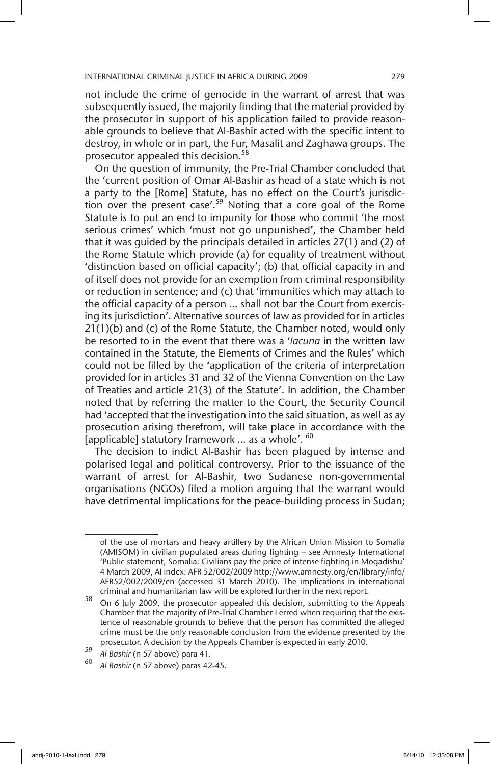not include the crime of genocide in the warrant of arrest that was subsequently issued, the majority finding that the material provided by the prosecutor in support of his application failed to provide reasonable grounds to believe that Al-Bashir acted with the specific intent to destroy, in whole or in part, the Fur, Masalit and Zaghawa groups. The prosecutor appealed this decision.[58]

On the question of immunity, the Pre-Trial Chamber concluded that the 'current position of Omar Al-Bashir as head of a state which is not a party to the [Rome] Statute, has no effect on the Court's jurisdiction over the present case'.[59] Noting that a core goal of the Rome Statute is to put an end to impunity for those who commit 'the most serious crimes' which 'must not go unpunished', the Chamber held that it was guided by the principals detailed in articles 27(1) and (2) of the Rome Statute which provide (a) for equality of treatment without 'distinction based on official capacity'; (b) that official capacity in and of itself does not provide for an exemption from criminal responsibility or reduction in sentence; and (c) that 'immunities which may attach to the official capacity of a person ... shall not bar the Court from exercising its jurisdiction'. Alternative sources of law as provided for in articles 21(1)(b) and (c) of the Rome Statute, the Chamber noted, would only be resorted to in the event that there was a '*lacuna* in the written law contained in the Statute, the Elements of Crimes and the Rules' which could not be filled by the 'application of the criteria of interpretation provided for in articles 31 and 32 of the Vienna Convention on the Law of Treaties and article 21(3) of the Statute'. In addition, the Chamber noted that by referring the matter to the Court, the Security Council had 'accepted that the investigation into the said situation, as well as ay prosecution arising therefrom, will take place in accordance with the [applicable] statutory framework ... as a whole'.[60]

The decision to indict Al-Bashir has been plagued by intense and polarised legal and political controversy. Prior to the issuance of the warrant of arrest for Al-Bashir, two Sudanese non-governmental organisations (NGOs) filed a motion arguing that the warrant would have detrimental implications for the peace-building process in Sudan;

---

of the use of mortars and heavy artillery by the African Union Mission to Somalia (AMISOM) in civilian populated areas during fighting – see Amnesty International 'Public statement, Somalia: Civilians pay the price of intense fighting in Mogadishu' 4 March 2009, AI index: AFR 52/002/2009 http://www.amnesty.org/en/library/info/AFR52/002/2009/en (accessed 31 March 2010). The implications in international criminal and humanitarian law will be explored further in the next report.

58 On 6 July 2009, the prosecutor appealed this decision, submitting to the Appeals Chamber that the majority of Pre-Trial Chamber I erred when requiring that the existence of reasonable grounds to believe that the person has committed the alleged crime must be the only reasonable conclusion from the evidence presented by the prosecutor. A decision by the Appeals Chamber is expected in early 2010.

59 *Al Bashir* (n 57 above) para 41.

60 *Al Bashir* (n 57 above) paras 42-45.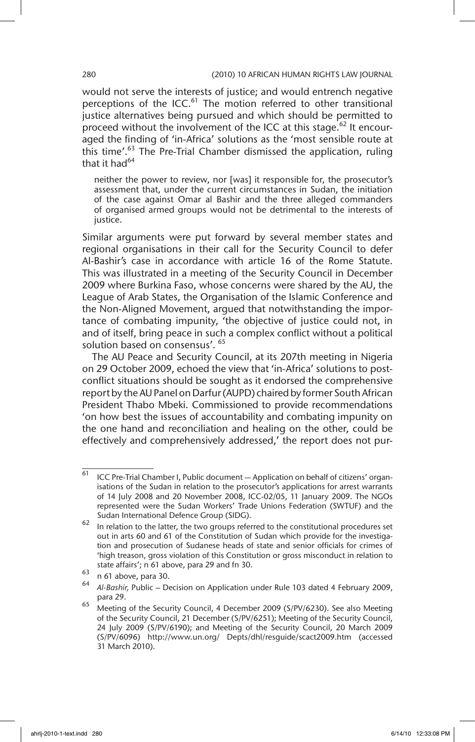would not serve the interests of justice; and would entrench negative perceptions of the ICC.[61] The motion referred to other transitional justice alternatives being pursued and which should be permitted to proceed without the involvement of the ICC at this stage.[62] It encouraged the finding of 'in-Africa' solutions as the 'most sensible route at this time'.[63] The Pre-Trial Chamber dismissed the application, ruling that it had[64]

> neither the power to review, nor [was] it responsible for, the prosecutor's assessment that, under the current circumstances in Sudan, the initiation of the case against Omar al Bashir and the three alleged commanders of organised armed groups would not be detrimental to the interests of justice.

Similar arguments were put forward by several member states and regional organisations in their call for the Security Council to defer Al-Bashir's case in accordance with article 16 of the Rome Statute. This was illustrated in a meeting of the Security Council in December 2009 where Burkina Faso, whose concerns were shared by the AU, the League of Arab States, the Organisation of the Islamic Conference and the Non-Aligned Movement, argued that notwithstanding the importance of combating impunity, 'the objective of justice could not, in and of itself, bring peace in such a complex conflict without a political solution based on consensus'.[65]

The AU Peace and Security Council, at its 207th meeting in Nigeria on 29 October 2009, echoed the view that 'in-Africa' solutions to post-conflict situations should be sought as it endorsed the comprehensive report by the AU Panel on Darfur (AUPD) chaired by former South African President Thabo Mbeki. Commissioned to provide recommendations 'on how best the issues of accountability and combating impunity on the one hand and reconciliation and healing on the other, could be effectively and comprehensively addressed,' the report does not pur-

---

[61] ICC Pre-Trial Chamber I, Public document — Application on behalf of citizens' organisations of the Sudan in relation to the prosecutor's applications for arrest warrants of 14 July 2008 and 20 November 2008, ICC-02/05, 11 January 2009. The NGOs represented were the Sudan Workers' Trade Unions Federation (SWTUF) and the Sudan International Defence Group (SIDG).

[62] In relation to the latter, the two groups referred to the constitutional procedures set out in arts 60 and 61 of the Constitution of Sudan which provide for the investigation and prosecution of Sudanese heads of state and senior officials for crimes of 'high treason, gross violation of this Constitution or gross misconduct in relation to state affairs'; n 61 above, para 29 and fn 30.

[63] n 61 above, para 30.

[64] *Al-Bashir,* Public – Decision on Application under Rule 103 dated 4 February 2009, para 29.

[65] Meeting of the Security Council, 4 December 2009 (S/PV/6230). See also Meeting of the Security Council, 21 December (S/PV/6251); Meeting of the Security Council, 24 July 2009 (S/PV/6190); and Meeting of the Security Council, 20 March 2009 (S/PV/6096) http://www.un.org/ Depts/dhl/resguide/scact2009.htm (accessed 31 March 2010).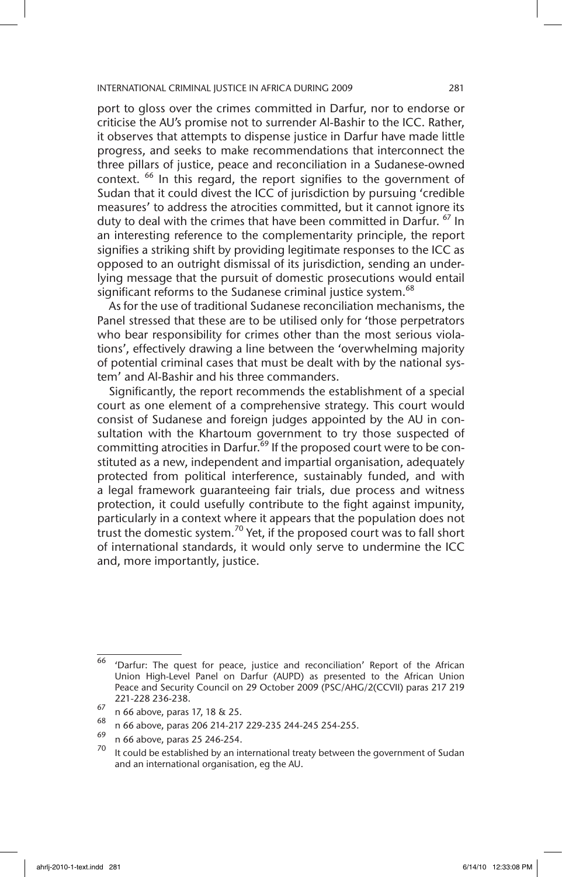port to gloss over the crimes committed in Darfur, nor to endorse or criticise the AU's promise not to surrender Al-Bashir to the ICC. Rather, it observes that attempts to dispense justice in Darfur have made little progress, and seeks to make recommendations that interconnect the three pillars of justice, peace and reconciliation in a Sudanese-owned context. [66] In this regard, the report signifies to the government of Sudan that it could divest the ICC of jurisdiction by pursuing 'credible measures' to address the atrocities committed, but it cannot ignore its duty to deal with the crimes that have been committed in Darfur. [67] In an interesting reference to the complementarity principle, the report signifies a striking shift by providing legitimate responses to the ICC as opposed to an outright dismissal of its jurisdiction, sending an underlying message that the pursuit of domestic prosecutions would entail significant reforms to the Sudanese criminal justice system.[68]

As for the use of traditional Sudanese reconciliation mechanisms, the Panel stressed that these are to be utilised only for 'those perpetrators who bear responsibility for crimes other than the most serious violations', effectively drawing a line between the 'overwhelming majority of potential criminal cases that must be dealt with by the national system' and Al-Bashir and his three commanders.

Significantly, the report recommends the establishment of a special court as one element of a comprehensive strategy. This court would consist of Sudanese and foreign judges appointed by the AU in consultation with the Khartoum government to try those suspected of committing atrocities in Darfur.[69] If the proposed court were to be constituted as a new, independent and impartial organisation, adequately protected from political interference, sustainably funded, and with a legal framework guaranteeing fair trials, due process and witness protection, it could usefully contribute to the fight against impunity, particularly in a context where it appears that the population does not trust the domestic system.[70] Yet, if the proposed court was to fall short of international standards, it would only serve to undermine the ICC and, more importantly, justice.

---

[66] 'Darfur: The quest for peace, justice and reconciliation' Report of the African Union High-Level Panel on Darfur (AUPD) as presented to the African Union Peace and Security Council on 29 October 2009 (PSC/AHG/2(CCVII) paras 217 219 221-228 236-238.

[67] n 66 above, paras 17, 18 & 25.

[68] n 66 above, paras 206 214-217 229-235 244-245 254-255.

[69] n 66 above, paras 25 246-254.

[70] It could be established by an international treaty between the government of Sudan and an international organisation, eg the AU.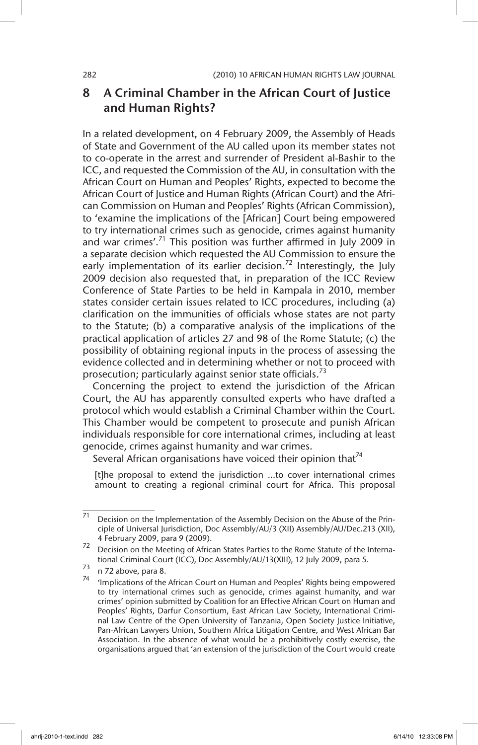## 8 A Criminal Chamber in the African Court of Justice and Human Rights?

In a related development, on 4 February 2009, the Assembly of Heads of State and Government of the AU called upon its member states not to co-operate in the arrest and surrender of President al-Bashir to the ICC, and requested the Commission of the AU, in consultation with the African Court on Human and Peoples' Rights, expected to become the African Court of Justice and Human Rights (African Court) and the African Commission on Human and Peoples' Rights (African Commission), to 'examine the implications of the [African] Court being empowered to try international crimes such as genocide, crimes against humanity and war crimes'.[71] This position was further affirmed in July 2009 in a separate decision which requested the AU Commission to ensure the early implementation of its earlier decision.[72] Interestingly, the July 2009 decision also requested that, in preparation of the ICC Review Conference of State Parties to be held in Kampala in 2010, member states consider certain issues related to ICC procedures, including (a) clarification on the immunities of officials whose states are not party to the Statute; (b) a comparative analysis of the implications of the practical application of articles 27 and 98 of the Rome Statute; (c) the possibility of obtaining regional inputs in the process of assessing the evidence collected and in determining whether or not to proceed with prosecution; particularly against senior state officials.[73]

Concerning the project to extend the jurisdiction of the African Court, the AU has apparently consulted experts who have drafted a protocol which would establish a Criminal Chamber within the Court. This Chamber would be competent to prosecute and punish African individuals responsible for core international crimes, including at least genocide, crimes against humanity and war crimes.

Several African organisations have voiced their opinion that[74]

> [t]he proposal to extend the jurisdiction ...to cover international crimes amount to creating a regional criminal court for Africa. This proposal

---

[71] Decision on the Implementation of the Assembly Decision on the Abuse of the Principle of Universal Jurisdiction, Doc Assembly/AU/3 (XII) Assembly/AU/Dec.213 (XII), 4 February 2009, para 9 (2009).

[72] Decision on the Meeting of African States Parties to the Rome Statute of the International Criminal Court (ICC), Doc Assembly/AU/13(XIII), 12 July 2009, para 5.

[73] n 72 above, para 8.

[74] 'Implications of the African Court on Human and Peoples' Rights being empowered to try international crimes such as genocide, crimes against humanity, and war crimes' opinion submitted by Coalition for an Effective African Court on Human and Peoples' Rights, Darfur Consortium, East African Law Society, International Criminal Law Centre of the Open University of Tanzania, Open Society Justice Initiative, Pan-African Lawyers Union, Southern Africa Litigation Centre, and West African Bar Association. In the absence of what would be a prohibitively costly exercise, the organisations argued that 'an extension of the jurisdiction of the Court would create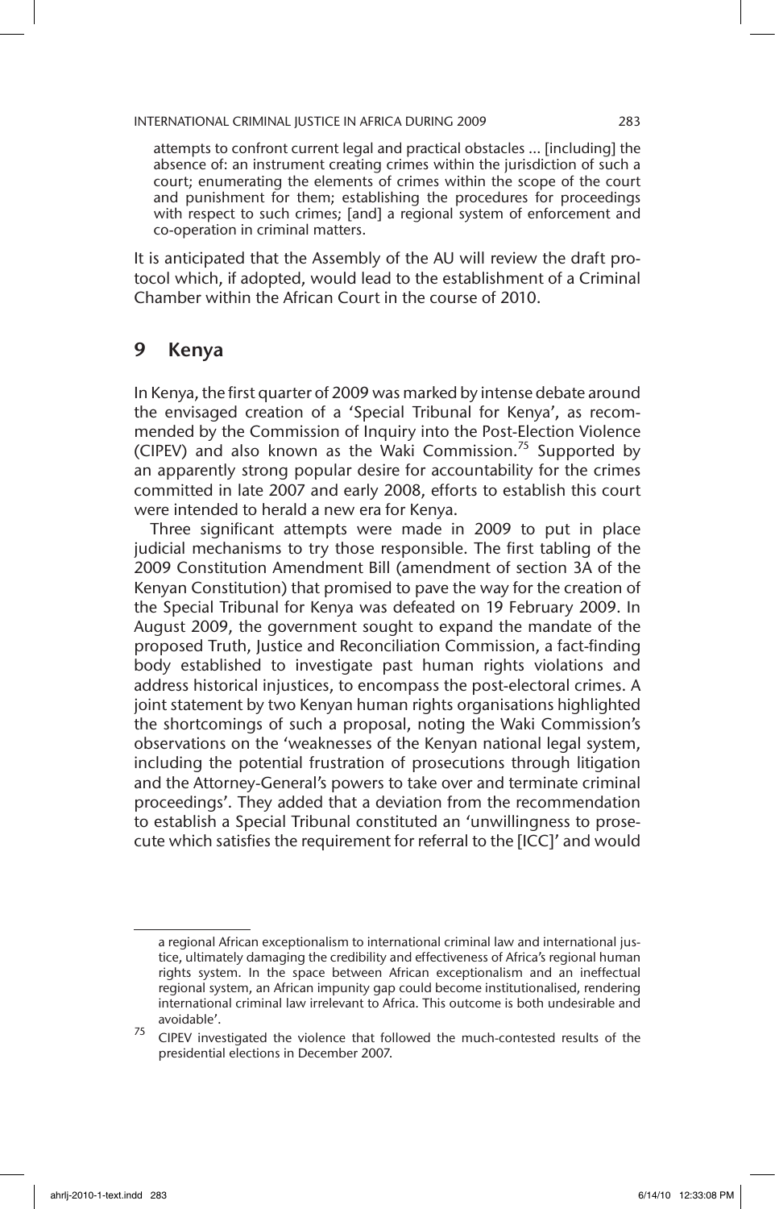attempts to confront current legal and practical obstacles ... [including] the absence of: an instrument creating crimes within the jurisdiction of such a court; enumerating the elements of crimes within the scope of the court and punishment for them; establishing the procedures for proceedings with respect to such crimes; [and] a regional system of enforcement and co-operation in criminal matters.

It is anticipated that the Assembly of the AU will review the draft protocol which, if adopted, would lead to the establishment of a Criminal Chamber within the African Court in the course of 2010.

## 9 Kenya

In Kenya, the first quarter of 2009 was marked by intense debate around the envisaged creation of a 'Special Tribunal for Kenya', as recommended by the Commission of Inquiry into the Post-Election Violence (CIPEV) and also known as the Waki Commission.[75] Supported by an apparently strong popular desire for accountability for the crimes committed in late 2007 and early 2008, efforts to establish this court were intended to herald a new era for Kenya.

Three significant attempts were made in 2009 to put in place judicial mechanisms to try those responsible. The first tabling of the 2009 Constitution Amendment Bill (amendment of section 3A of the Kenyan Constitution) that promised to pave the way for the creation of the Special Tribunal for Kenya was defeated on 19 February 2009. In August 2009, the government sought to expand the mandate of the proposed Truth, Justice and Reconciliation Commission, a fact-finding body established to investigate past human rights violations and address historical injustices, to encompass the post-electoral crimes. A joint statement by two Kenyan human rights organisations highlighted the shortcomings of such a proposal, noting the Waki Commission's observations on the 'weaknesses of the Kenyan national legal system, including the potential frustration of prosecutions through litigation and the Attorney-General's powers to take over and terminate criminal proceedings'. They added that a deviation from the recommendation to establish a Special Tribunal constituted an 'unwillingness to prosecute which satisfies the requirement for referral to the [ICC]' and would

---

a regional African exceptionalism to international criminal law and international justice, ultimately damaging the credibility and effectiveness of Africa's regional human rights system. In the space between African exceptionalism and an ineffectual regional system, an African impunity gap could become institutionalised, rendering international criminal law irrelevant to Africa. This outcome is both undesirable and avoidable'.

[75] CIPEV investigated the violence that followed the much-contested results of the presidential elections in December 2007.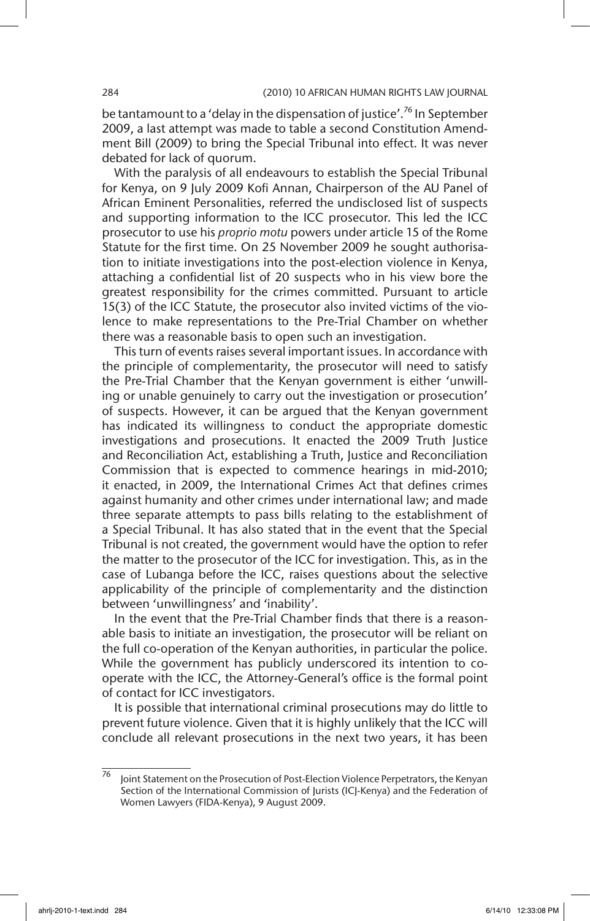be tantamount to a 'delay in the dispensation of justice'.[76] In September 2009, a last attempt was made to table a second Constitution Amendment Bill (2009) to bring the Special Tribunal into effect. It was never debated for lack of quorum.

With the paralysis of all endeavours to establish the Special Tribunal for Kenya, on 9 July 2009 Kofi Annan, Chairperson of the AU Panel of African Eminent Personalities, referred the undisclosed list of suspects and supporting information to the ICC prosecutor. This led the ICC prosecutor to use his *proprio motu* powers under article 15 of the Rome Statute for the first time. On 25 November 2009 he sought authorisation to initiate investigations into the post-election violence in Kenya, attaching a confidential list of 20 suspects who in his view bore the greatest responsibility for the crimes committed. Pursuant to article 15(3) of the ICC Statute, the prosecutor also invited victims of the violence to make representations to the Pre-Trial Chamber on whether there was a reasonable basis to open such an investigation.

This turn of events raises several important issues. In accordance with the principle of complementarity, the prosecutor will need to satisfy the Pre-Trial Chamber that the Kenyan government is either 'unwilling or unable genuinely to carry out the investigation or prosecution' of suspects. However, it can be argued that the Kenyan government has indicated its willingness to conduct the appropriate domestic investigations and prosecutions. It enacted the 2009 Truth Justice and Reconciliation Act, establishing a Truth, Justice and Reconciliation Commission that is expected to commence hearings in mid-2010; it enacted, in 2009, the International Crimes Act that defines crimes against humanity and other crimes under international law; and made three separate attempts to pass bills relating to the establishment of a Special Tribunal. It has also stated that in the event that the Special Tribunal is not created, the government would have the option to refer the matter to the prosecutor of the ICC for investigation. This, as in the case of Lubanga before the ICC, raises questions about the selective applicability of the principle of complementarity and the distinction between 'unwillingness' and 'inability'.

In the event that the Pre-Trial Chamber finds that there is a reasonable basis to initiate an investigation, the prosecutor will be reliant on the full co-operation of the Kenyan authorities, in particular the police. While the government has publicly underscored its intention to cooperate with the ICC, the Attorney-General's office is the formal point of contact for ICC investigators.

It is possible that international criminal prosecutions may do little to prevent future violence. Given that it is highly unlikely that the ICC will conclude all relevant prosecutions in the next two years, it has been

---

[76] Joint Statement on the Prosecution of Post-Election Violence Perpetrators, the Kenyan Section of the International Commission of Jurists (ICJ-Kenya) and the Federation of Women Lawyers (FIDA-Kenya), 9 August 2009.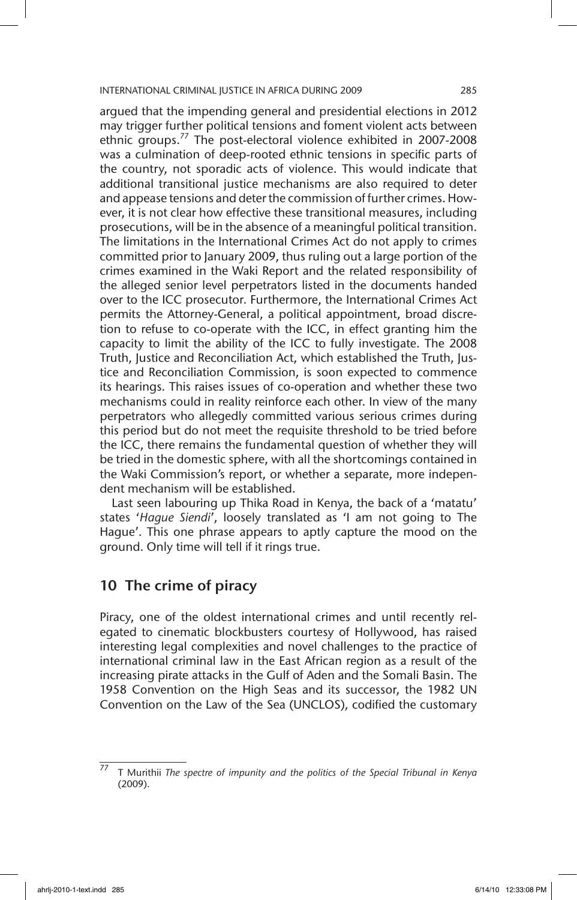argued that the impending general and presidential elections in 2012 may trigger further political tensions and foment violent acts between ethnic groups.[77] The post-electoral violence exhibited in 2007-2008 was a culmination of deep-rooted ethnic tensions in specific parts of the country, not sporadic acts of violence. This would indicate that additional transitional justice mechanisms are also required to deter and appease tensions and deter the commission of further crimes. However, it is not clear how effective these transitional measures, including prosecutions, will be in the absence of a meaningful political transition. The limitations in the International Crimes Act do not apply to crimes committed prior to January 2009, thus ruling out a large portion of the crimes examined in the Waki Report and the related responsibility of the alleged senior level perpetrators listed in the documents handed over to the ICC prosecutor. Furthermore, the International Crimes Act permits the Attorney-General, a political appointment, broad discretion to refuse to co-operate with the ICC, in effect granting him the capacity to limit the ability of the ICC to fully investigate. The 2008 Truth, Justice and Reconciliation Act, which established the Truth, Justice and Reconciliation Commission, is soon expected to commence its hearings. This raises issues of co-operation and whether these two mechanisms could in reality reinforce each other. In view of the many perpetrators who allegedly committed various serious crimes during this period but do not meet the requisite threshold to be tried before the ICC, there remains the fundamental question of whether they will be tried in the domestic sphere, with all the shortcomings contained in the Waki Commission's report, or whether a separate, more independent mechanism will be established.

Last seen labouring up Thika Road in Kenya, the back of a 'matatu' states '*Hague Siendi*', loosely translated as 'I am not going to The Hague'. This one phrase appears to aptly capture the mood on the ground. Only time will tell if it rings true.

## 10 The crime of piracy

Piracy, one of the oldest international crimes and until recently relegated to cinematic blockbusters courtesy of Hollywood, has raised interesting legal complexities and novel challenges to the practice of international criminal law in the East African region as a result of the increasing pirate attacks in the Gulf of Aden and the Somali Basin. The 1958 Convention on the High Seas and its successor, the 1982 UN Convention on the Law of the Sea (UNCLOS), codified the customary

---

[77] T Murithii *The spectre of impunity and the politics of the Special Tribunal in Kenya* (2009).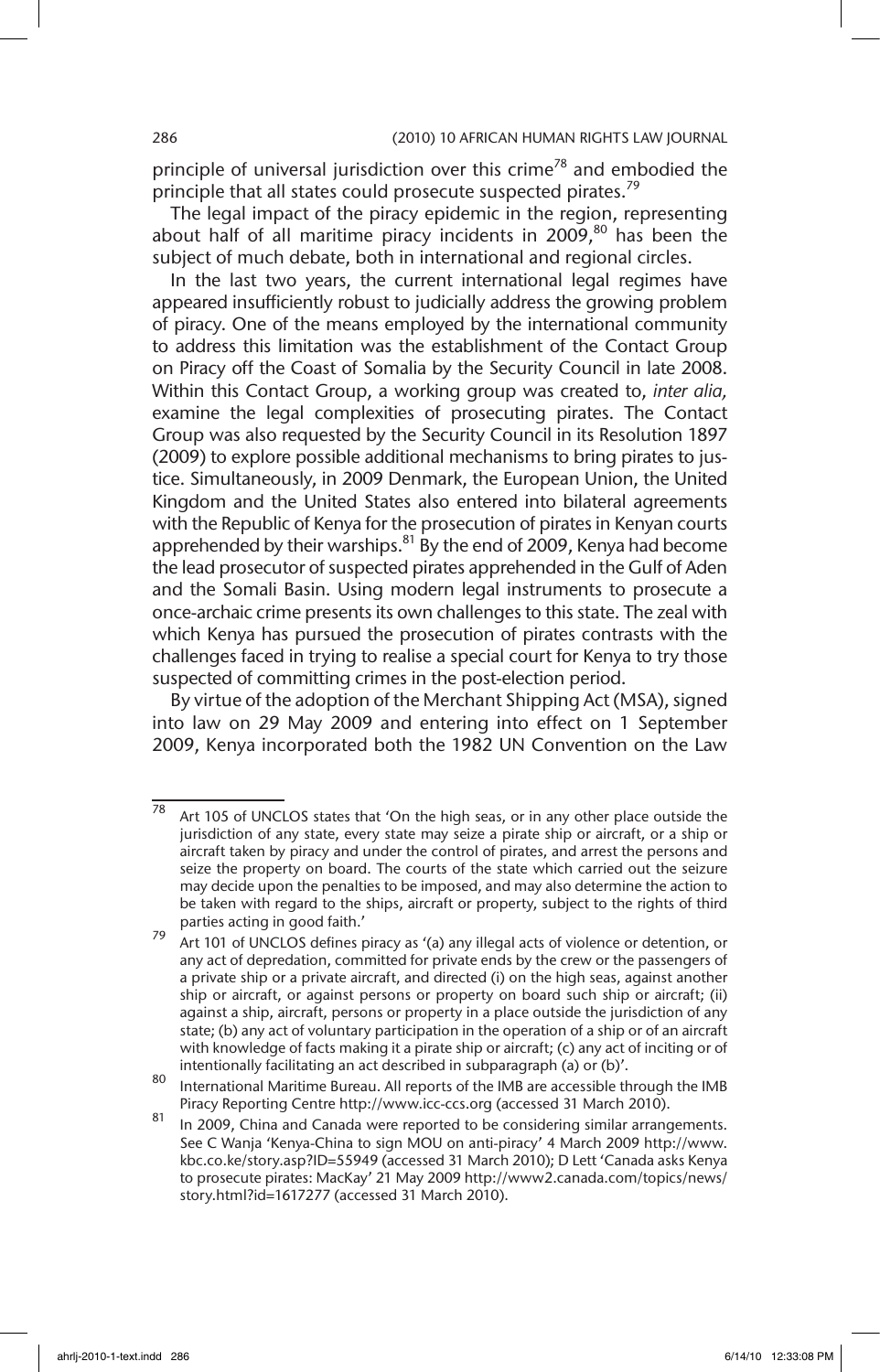principle of universal jurisdiction over this crime[78] and embodied the principle that all states could prosecute suspected pirates.[79]

The legal impact of the piracy epidemic in the region, representing about half of all maritime piracy incidents in 2009,[80] has been the subject of much debate, both in international and regional circles.

In the last two years, the current international legal regimes have appeared insufficiently robust to judicially address the growing problem of piracy. One of the means employed by the international community to address this limitation was the establishment of the Contact Group on Piracy off the Coast of Somalia by the Security Council in late 2008. Within this Contact Group, a working group was created to, *inter alia,* examine the legal complexities of prosecuting pirates. The Contact Group was also requested by the Security Council in its Resolution 1897 (2009) to explore possible additional mechanisms to bring pirates to justice. Simultaneously, in 2009 Denmark, the European Union, the United Kingdom and the United States also entered into bilateral agreements with the Republic of Kenya for the prosecution of pirates in Kenyan courts apprehended by their warships.[81] By the end of 2009, Kenya had become the lead prosecutor of suspected pirates apprehended in the Gulf of Aden and the Somali Basin. Using modern legal instruments to prosecute a once-archaic crime presents its own challenges to this state. The zeal with which Kenya has pursued the prosecution of pirates contrasts with the challenges faced in trying to realise a special court for Kenya to try those suspected of committing crimes in the post-election period.

By virtue of the adoption of the Merchant Shipping Act (MSA), signed into law on 29 May 2009 and entering into effect on 1 September 2009, Kenya incorporated both the 1982 UN Convention on the Law

---

78 Art 105 of UNCLOS states that 'On the high seas, or in any other place outside the jurisdiction of any state, every state may seize a pirate ship or aircraft, or a ship or aircraft taken by piracy and under the control of pirates, and arrest the persons and seize the property on board. The courts of the state which carried out the seizure may decide upon the penalties to be imposed, and may also determine the action to be taken with regard to the ships, aircraft or property, subject to the rights of third parties acting in good faith.'

79 Art 101 of UNCLOS defines piracy as '(a) any illegal acts of violence or detention, or any act of depredation, committed for private ends by the crew or the passengers of a private ship or a private aircraft, and directed (i) on the high seas, against another ship or aircraft, or against persons or property on board such ship or aircraft; (ii) against a ship, aircraft, persons or property in a place outside the jurisdiction of any state; (b) any act of voluntary participation in the operation of a ship or of an aircraft with knowledge of facts making it a pirate ship or aircraft; (c) any act of inciting or of intentionally facilitating an act described in subparagraph (a) or (b)'.

80 International Maritime Bureau. All reports of the IMB are accessible through the IMB Piracy Reporting Centre http://www.icc-ccs.org (accessed 31 March 2010).

81 In 2009, China and Canada were reported to be considering similar arrangements. See C Wanja 'Kenya-China to sign MOU on anti-piracy' 4 March 2009 http://www.kbc.co.ke/story.asp?ID=55949 (accessed 31 March 2010); D Lett 'Canada asks Kenya to prosecute pirates: MacKay' 21 May 2009 http://www2.canada.com/topics/news/story.html?id=1617277 (accessed 31 March 2010).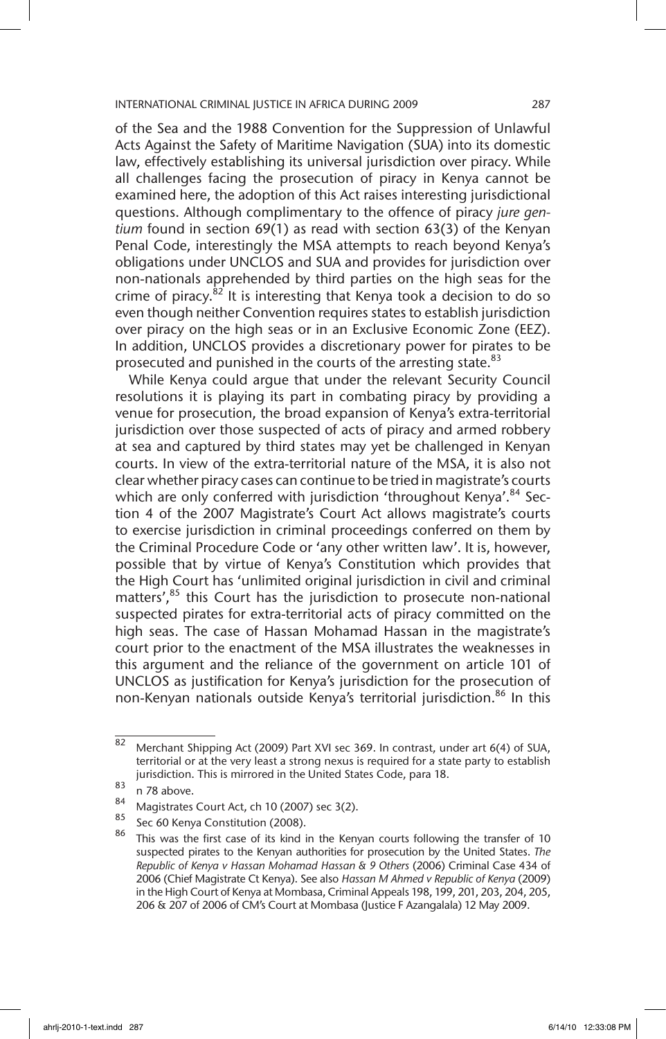of the Sea and the 1988 Convention for the Suppression of Unlawful Acts Against the Safety of Maritime Navigation (SUA) into its domestic law, effectively establishing its universal jurisdiction over piracy. While all challenges facing the prosecution of piracy in Kenya cannot be examined here, the adoption of this Act raises interesting jurisdictional questions. Although complimentary to the offence of piracy *jure gentium* found in section 69(1) as read with section 63(3) of the Kenyan Penal Code, interestingly the MSA attempts to reach beyond Kenya's obligations under UNCLOS and SUA and provides for jurisdiction over non-nationals apprehended by third parties on the high seas for the crime of piracy.[82] It is interesting that Kenya took a decision to do so even though neither Convention requires states to establish jurisdiction over piracy on the high seas or in an Exclusive Economic Zone (EEZ). In addition, UNCLOS provides a discretionary power for pirates to be prosecuted and punished in the courts of the arresting state.[83]

While Kenya could argue that under the relevant Security Council resolutions it is playing its part in combating piracy by providing a venue for prosecution, the broad expansion of Kenya's extra-territorial jurisdiction over those suspected of acts of piracy and armed robbery at sea and captured by third states may yet be challenged in Kenyan courts. In view of the extra-territorial nature of the MSA, it is also not clear whether piracy cases can continue to be tried in magistrate's courts which are only conferred with jurisdiction 'throughout Kenya'.[84] Section 4 of the 2007 Magistrate's Court Act allows magistrate's courts to exercise jurisdiction in criminal proceedings conferred on them by the Criminal Procedure Code or 'any other written law'. It is, however, possible that by virtue of Kenya's Constitution which provides that the High Court has 'unlimited original jurisdiction in civil and criminal matters',[85] this Court has the jurisdiction to prosecute non-national suspected pirates for extra-territorial acts of piracy committed on the high seas. The case of Hassan Mohamad Hassan in the magistrate's court prior to the enactment of the MSA illustrates the weaknesses in this argument and the reliance of the government on article 101 of UNCLOS as justification for Kenya's jurisdiction for the prosecution of non-Kenyan nationals outside Kenya's territorial jurisdiction.[86] In this

---

[82] Merchant Shipping Act (2009) Part XVI sec 369. In contrast, under art 6(4) of SUA, territorial or at the very least a strong nexus is required for a state party to establish jurisdiction. This is mirrored in the United States Code, para 18.

[83] n 78 above.

[84] Magistrates Court Act, ch 10 (2007) sec 3(2).

[85] Sec 60 Kenya Constitution (2008).

[86] This was the first case of its kind in the Kenyan courts following the transfer of 10 suspected pirates to the Kenyan authorities for prosecution by the United States. *The Republic of Kenya v Hassan Mohamad Hassan & 9 Others* (2006) Criminal Case 434 of 2006 (Chief Magistrate Ct Kenya). See also *Hassan M Ahmed v Republic of Kenya* (2009) in the High Court of Kenya at Mombasa, Criminal Appeals 198, 199, 201, 203, 204, 205, 206 & 207 of 2006 of CM's Court at Mombasa (Justice F Azangalala) 12 May 2009.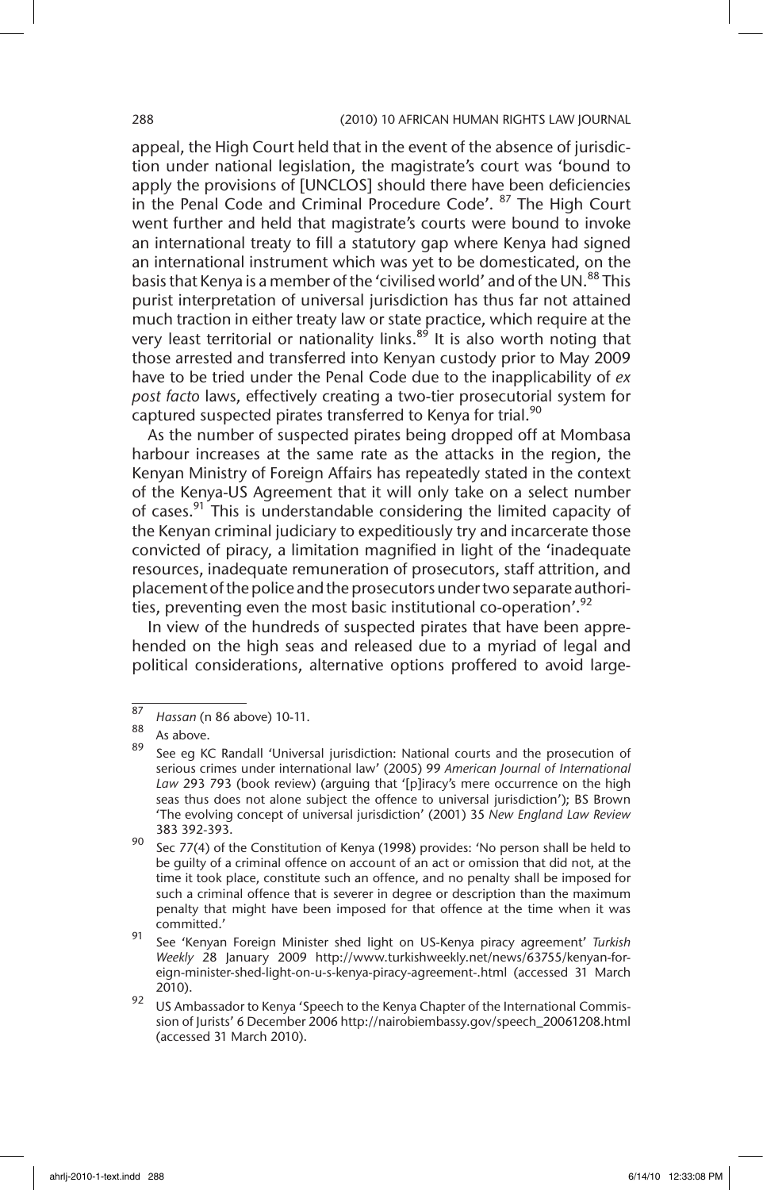appeal, the High Court held that in the event of the absence of jurisdiction under national legislation, the magistrate's court was 'bound to apply the provisions of [UNCLOS] should there have been deficiencies in the Penal Code and Criminal Procedure Code'. [87] The High Court went further and held that magistrate's courts were bound to invoke an international treaty to fill a statutory gap where Kenya had signed an international instrument which was yet to be domesticated, on the basis that Kenya is a member of the 'civilised world' and of the UN.[88] This purist interpretation of universal jurisdiction has thus far not attained much traction in either treaty law or state practice, which require at the very least territorial or nationality links.[89] It is also worth noting that those arrested and transferred into Kenyan custody prior to May 2009 have to be tried under the Penal Code due to the inapplicability of *ex post facto* laws, effectively creating a two-tier prosecutorial system for captured suspected pirates transferred to Kenya for trial.[90]

As the number of suspected pirates being dropped off at Mombasa harbour increases at the same rate as the attacks in the region, the Kenyan Ministry of Foreign Affairs has repeatedly stated in the context of the Kenya-US Agreement that it will only take on a select number of cases.[91] This is understandable considering the limited capacity of the Kenyan criminal judiciary to expeditiously try and incarcerate those convicted of piracy, a limitation magnified in light of the 'inadequate resources, inadequate remuneration of prosecutors, staff attrition, and placement of the police and the prosecutors under two separate authorities, preventing even the most basic institutional co-operation'.[92]

In view of the hundreds of suspected pirates that have been apprehended on the high seas and released due to a myriad of legal and political considerations, alternative options proffered to avoid large-

---

87 *Hassan* (n 86 above) 10-11.

88 As above.

89 See eg KC Randall 'Universal jurisdiction: National courts and the prosecution of serious crimes under international law' (2005) 99 *American Journal of International Law* 293 793 (book review) (arguing that '[p]iracy's mere occurrence on the high seas thus does not alone subject the offence to universal jurisdiction'); BS Brown 'The evolving concept of universal jurisdiction' (2001) 35 *New England Law Review* 383 392-393.

90 Sec 77(4) of the Constitution of Kenya (1998) provides: 'No person shall be held to be guilty of a criminal offence on account of an act or omission that did not, at the time it took place, constitute such an offence, and no penalty shall be imposed for such a criminal offence that is severer in degree or description than the maximum penalty that might have been imposed for that offence at the time when it was committed.'

91 See 'Kenyan Foreign Minister shed light on US-Kenya piracy agreement' *Turkish Weekly* 28 January 2009 http://www.turkishweekly.net/news/63755/kenyan-foreign-minister-shed-light-on-u-s-kenya-piracy-agreement-.html (accessed 31 March 2010).

92 US Ambassador to Kenya 'Speech to the Kenya Chapter of the International Commission of Jurists' 6 December 2006 http://nairobiembassy.gov/speech_20061208.html (accessed 31 March 2010).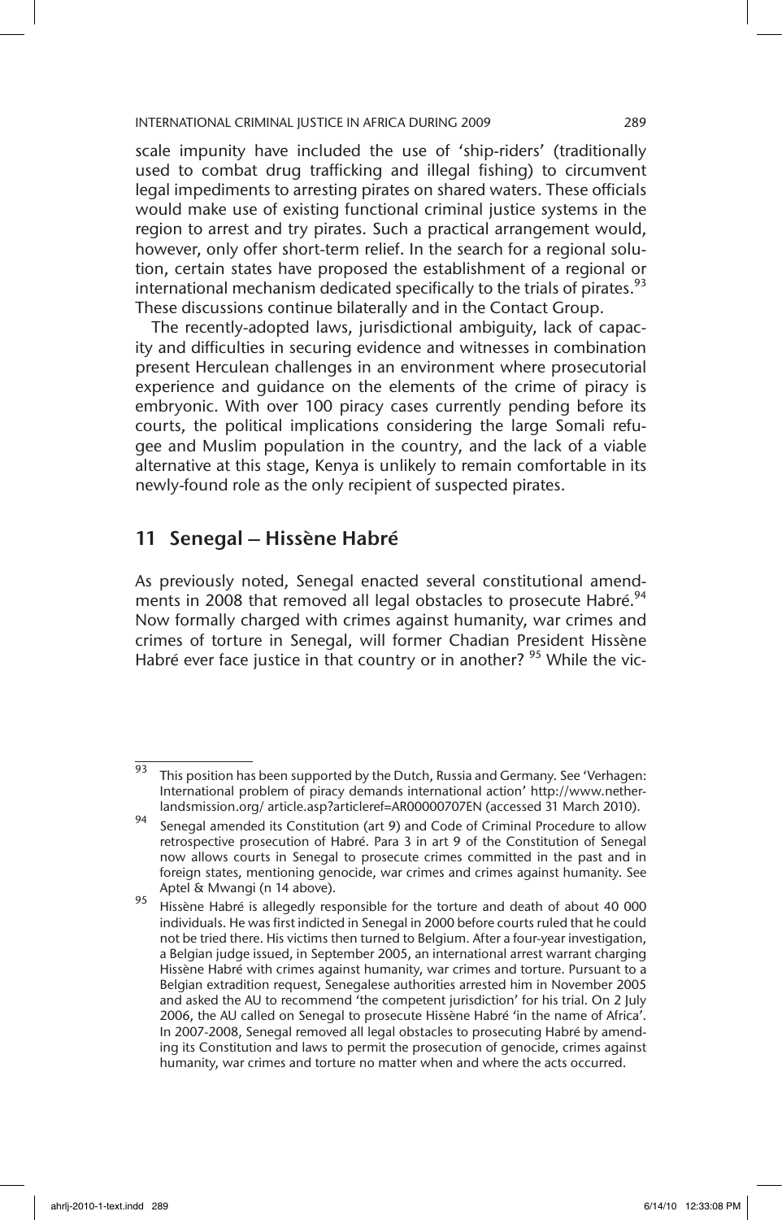scale impunity have included the use of 'ship-riders' (traditionally used to combat drug trafficking and illegal fishing) to circumvent legal impediments to arresting pirates on shared waters. These officials would make use of existing functional criminal justice systems in the region to arrest and try pirates. Such a practical arrangement would, however, only offer short-term relief. In the search for a regional solution, certain states have proposed the establishment of a regional or international mechanism dedicated specifically to the trials of pirates.[93] These discussions continue bilaterally and in the Contact Group.

The recently-adopted laws, jurisdictional ambiguity, lack of capacity and difficulties in securing evidence and witnesses in combination present Herculean challenges in an environment where prosecutorial experience and guidance on the elements of the crime of piracy is embryonic. With over 100 piracy cases currently pending before its courts, the political implications considering the large Somali refugee and Muslim population in the country, and the lack of a viable alternative at this stage, Kenya is unlikely to remain comfortable in its newly-found role as the only recipient of suspected pirates.

## 11 Senegal — Hissène Habré

As previously noted, Senegal enacted several constitutional amendments in 2008 that removed all legal obstacles to prosecute Habré.[94] Now formally charged with crimes against humanity, war crimes and crimes of torture in Senegal, will former Chadian President Hissène Habré ever face justice in that country or in another? [95] While the vic-

---

[93] This position has been supported by the Dutch, Russia and Germany. See 'Verhagen: International problem of piracy demands international action' http://www.netherlandsmission.org/ article.asp?articleref=AR00000707EN (accessed 31 March 2010).

[94] Senegal amended its Constitution (art 9) and Code of Criminal Procedure to allow retrospective prosecution of Habré. Para 3 in art 9 of the Constitution of Senegal now allows courts in Senegal to prosecute crimes committed in the past and in foreign states, mentioning genocide, war crimes and crimes against humanity. See Aptel & Mwangi (n 14 above).

[95] Hissène Habré is allegedly responsible for the torture and death of about 40 000 individuals. He was first indicted in Senegal in 2000 before courts ruled that he could not be tried there. His victims then turned to Belgium. After a four-year investigation, a Belgian judge issued, in September 2005, an international arrest warrant charging Hissène Habré with crimes against humanity, war crimes and torture. Pursuant to a Belgian extradition request, Senegalese authorities arrested him in November 2005 and asked the AU to recommend 'the competent jurisdiction' for his trial. On 2 July 2006, the AU called on Senegal to prosecute Hissène Habré 'in the name of Africa'. In 2007-2008, Senegal removed all legal obstacles to prosecuting Habré by amending its Constitution and laws to permit the prosecution of genocide, crimes against humanity, war crimes and torture no matter when and where the acts occurred.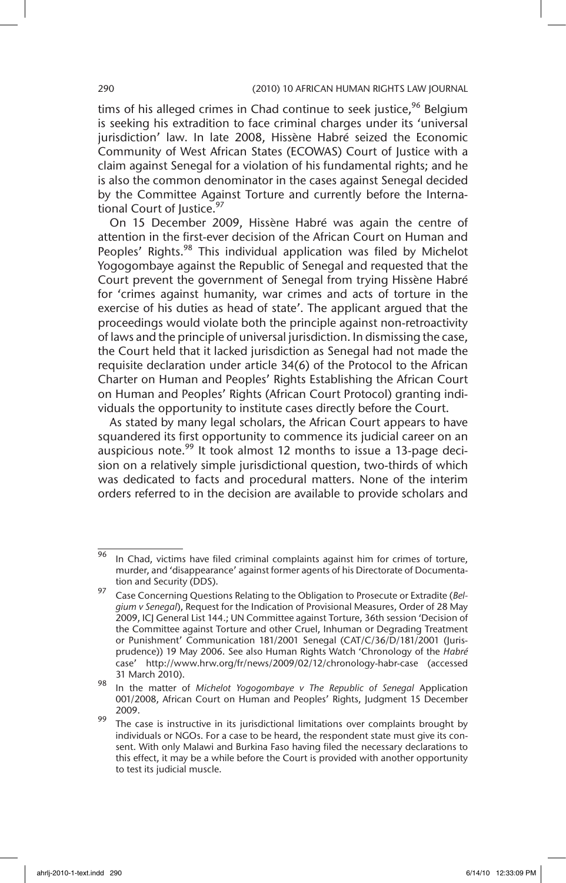tims of his alleged crimes in Chad continue to seek justice,[96] Belgium is seeking his extradition to face criminal charges under its 'universal jurisdiction' law. In late 2008, Hissène Habré seized the Economic Community of West African States (ECOWAS) Court of Justice with a claim against Senegal for a violation of his fundamental rights; and he is also the common denominator in the cases against Senegal decided by the Committee Against Torture and currently before the International Court of Justice.[97]

On 15 December 2009, Hissène Habré was again the centre of attention in the first-ever decision of the African Court on Human and Peoples' Rights.[98] This individual application was filed by Michelot Yogogombaye against the Republic of Senegal and requested that the Court prevent the government of Senegal from trying Hissène Habré for 'crimes against humanity, war crimes and acts of torture in the exercise of his duties as head of state'. The applicant argued that the proceedings would violate both the principle against non-retroactivity of laws and the principle of universal jurisdiction. In dismissing the case, the Court held that it lacked jurisdiction as Senegal had not made the requisite declaration under article 34(6) of the Protocol to the African Charter on Human and Peoples' Rights Establishing the African Court on Human and Peoples' Rights (African Court Protocol) granting individuals the opportunity to institute cases directly before the Court.

As stated by many legal scholars, the African Court appears to have squandered its first opportunity to commence its judicial career on an auspicious note.[99] It took almost 12 months to issue a 13-page decision on a relatively simple jurisdictional question, two-thirds of which was dedicated to facts and procedural matters. None of the interim orders referred to in the decision are available to provide scholars and

---

[96] In Chad, victims have filed criminal complaints against him for crimes of torture, murder, and 'disappearance' against former agents of his Directorate of Documentation and Security (DDS).

[97] Case Concerning Questions Relating to the Obligation to Prosecute or Extradite (*Belgium v Senegal*), Request for the Indication of Provisional Measures, Order of 28 May 2009, ICJ General List 144.; UN Committee against Torture, 36th session 'Decision of the Committee against Torture and other Cruel, Inhuman or Degrading Treatment or Punishment' Communication 181/2001 Senegal (CAT/C/36/D/181/2001 (Jurisprudence)) 19 May 2006. See also Human Rights Watch 'Chronology of the *Habré* case' http://www.hrw.org/fr/news/2009/02/12/chronology-habr-case (accessed 31 March 2010).

[98] In the matter of *Michelot Yogogombaye v The Republic of Senegal* Application 001/2008, African Court on Human and Peoples' Rights, Judgment 15 December 2009.

[99] The case is instructive in its jurisdictional limitations over complaints brought by individuals or NGOs. For a case to be heard, the respondent state must give its consent. With only Malawi and Burkina Faso having filed the necessary declarations to this effect, it may be a while before the Court is provided with another opportunity to test its judicial muscle.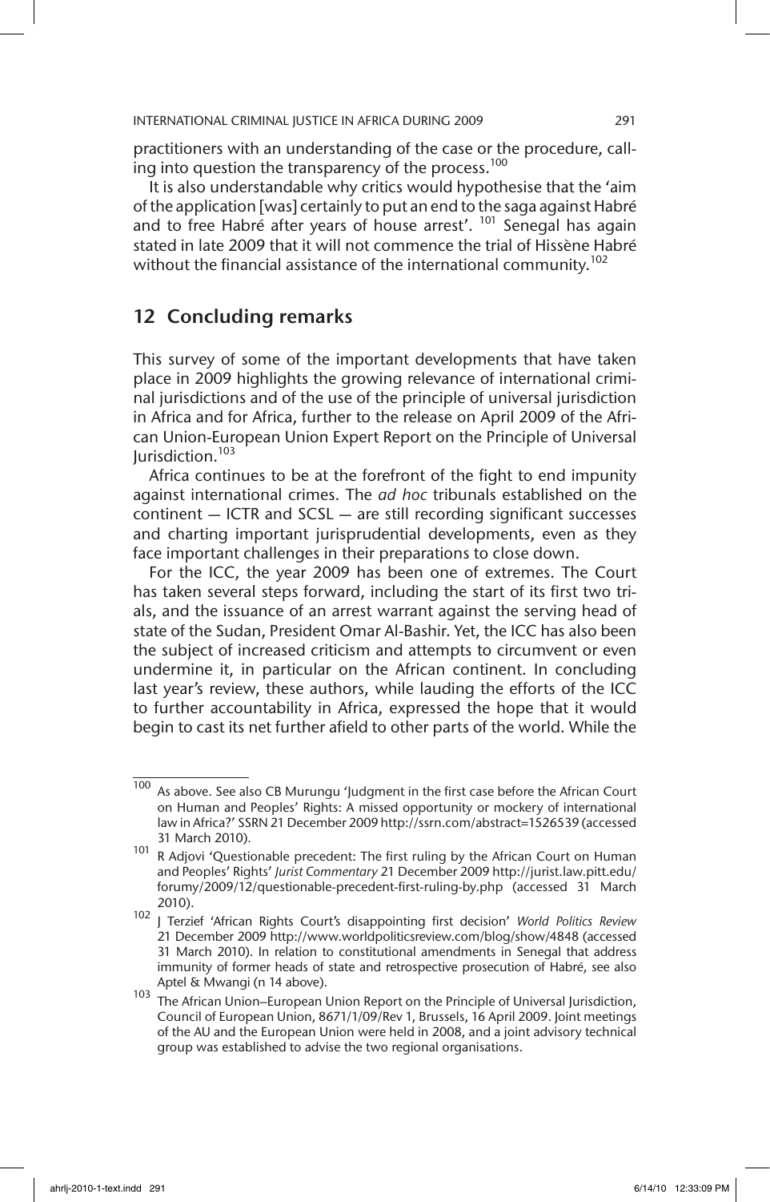practitioners with an understanding of the case or the procedure, calling into question the transparency of the process.[100]

It is also understandable why critics would hypothesise that the 'aim of the application [was] certainly to put an end to the saga against Habré and to free Habré after years of house arrest'. [101] Senegal has again stated in late 2009 that it will not commence the trial of Hissène Habré without the financial assistance of the international community.[102]

## 12 Concluding remarks

This survey of some of the important developments that have taken place in 2009 highlights the growing relevance of international criminal jurisdictions and of the use of the principle of universal jurisdiction in Africa and for Africa, further to the release on April 2009 of the African Union-European Union Expert Report on the Principle of Universal Jurisdiction.[103]

Africa continues to be at the forefront of the fight to end impunity against international crimes. The *ad hoc* tribunals established on the continent — ICTR and SCSL — are still recording significant successes and charting important jurisprudential developments, even as they face important challenges in their preparations to close down.

For the ICC, the year 2009 has been one of extremes. The Court has taken several steps forward, including the start of its first two trials, and the issuance of an arrest warrant against the serving head of state of the Sudan, President Omar Al-Bashir. Yet, the ICC has also been the subject of increased criticism and attempts to circumvent or even undermine it, in particular on the African continent. In concluding last year's review, these authors, while lauding the efforts of the ICC to further accountability in Africa, expressed the hope that it would begin to cast its net further afield to other parts of the world. While the

---

[100] As above. See also CB Murungu 'Judgment in the first case before the African Court on Human and Peoples' Rights: A missed opportunity or mockery of international law in Africa?' SSRN 21 December 2009 http://ssrn.com/abstract=1526539 (accessed 31 March 2010).

[101] R Adjovi 'Questionable precedent: The first ruling by the African Court on Human and Peoples' Rights' *Jurist Commentary* 21 December 2009 http://jurist.law.pitt.edu/forumy/2009/12/questionable-precedent-first-ruling-by.php (accessed 31 March 2010).

[102] J Terzief 'African Rights Court's disappointing first decision' *World Politics Review* 21 December 2009 http://www.worldpoliticsreview.com/blog/show/4848 (accessed 31 March 2010). In relation to constitutional amendments in Senegal that address immunity of former heads of state and retrospective prosecution of Habré, see also Aptel & Mwangi (n 14 above).

[103] The African Union–European Union Report on the Principle of Universal Jurisdiction, Council of European Union, 8671/1/09/Rev 1, Brussels, 16 April 2009. Joint meetings of the AU and the European Union were held in 2008, and a joint advisory technical group was established to advise the two regional organisations.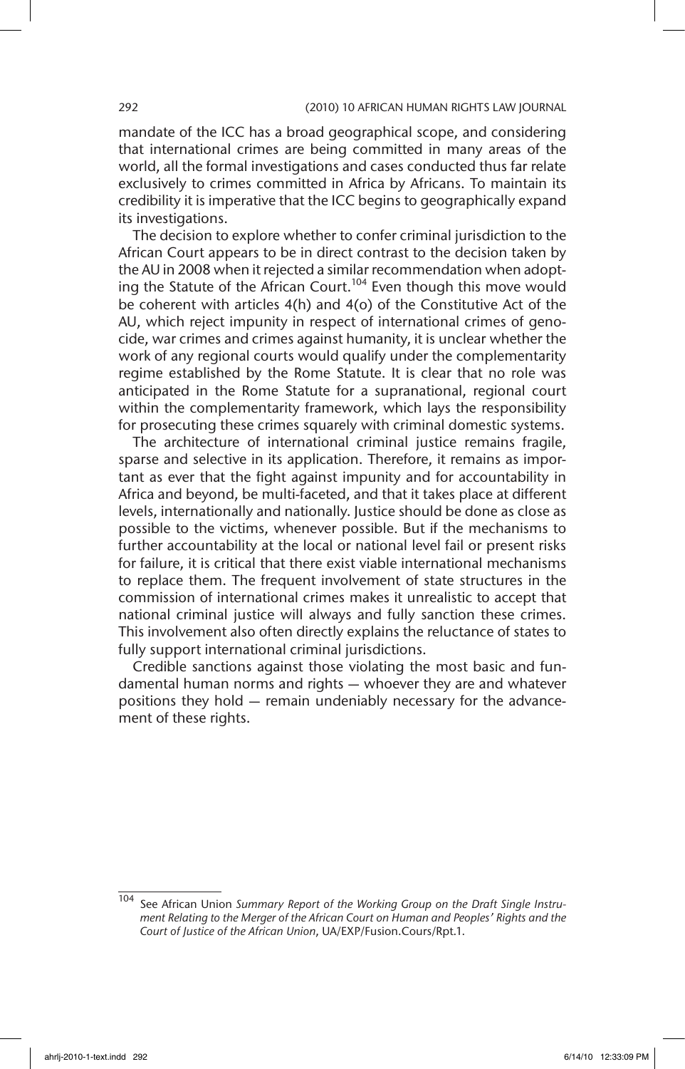mandate of the ICC has a broad geographical scope, and considering that international crimes are being committed in many areas of the world, all the formal investigations and cases conducted thus far relate exclusively to crimes committed in Africa by Africans. To maintain its credibility it is imperative that the ICC begins to geographically expand its investigations.

The decision to explore whether to confer criminal jurisdiction to the African Court appears to be in direct contrast to the decision taken by the AU in 2008 when it rejected a similar recommendation when adopting the Statute of the African Court.[104] Even though this move would be coherent with articles 4(h) and 4(o) of the Constitutive Act of the AU, which reject impunity in respect of international crimes of genocide, war crimes and crimes against humanity, it is unclear whether the work of any regional courts would qualify under the complementarity regime established by the Rome Statute. It is clear that no role was anticipated in the Rome Statute for a supranational, regional court within the complementarity framework, which lays the responsibility for prosecuting these crimes squarely with criminal domestic systems.

The architecture of international criminal justice remains fragile, sparse and selective in its application. Therefore, it remains as important as ever that the fight against impunity and for accountability in Africa and beyond, be multi-faceted, and that it takes place at different levels, internationally and nationally. Justice should be done as close as possible to the victims, whenever possible. But if the mechanisms to further accountability at the local or national level fail or present risks for failure, it is critical that there exist viable international mechanisms to replace them. The frequent involvement of state structures in the commission of international crimes makes it unrealistic to accept that national criminal justice will always and fully sanction these crimes. This involvement also often directly explains the reluctance of states to fully support international criminal jurisdictions.

Credible sanctions against those violating the most basic and fundamental human norms and rights — whoever they are and whatever positions they hold — remain undeniably necessary for the advancement of these rights.

---

[104] See African Union *Summary Report of the Working Group on the Draft Single Instrument Relating to the Merger of the African Court on Human and Peoples' Rights and the Court of Justice of the African Union*, UA/EXP/Fusion.Cours/Rpt.1.